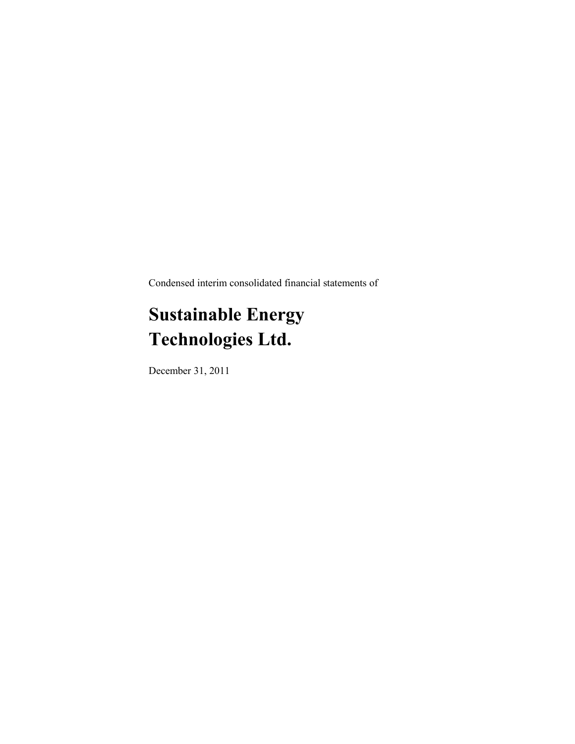Condensed interim consolidated financial statements of

# Sustainable Energy Technologies Ltd.

December 31, 2011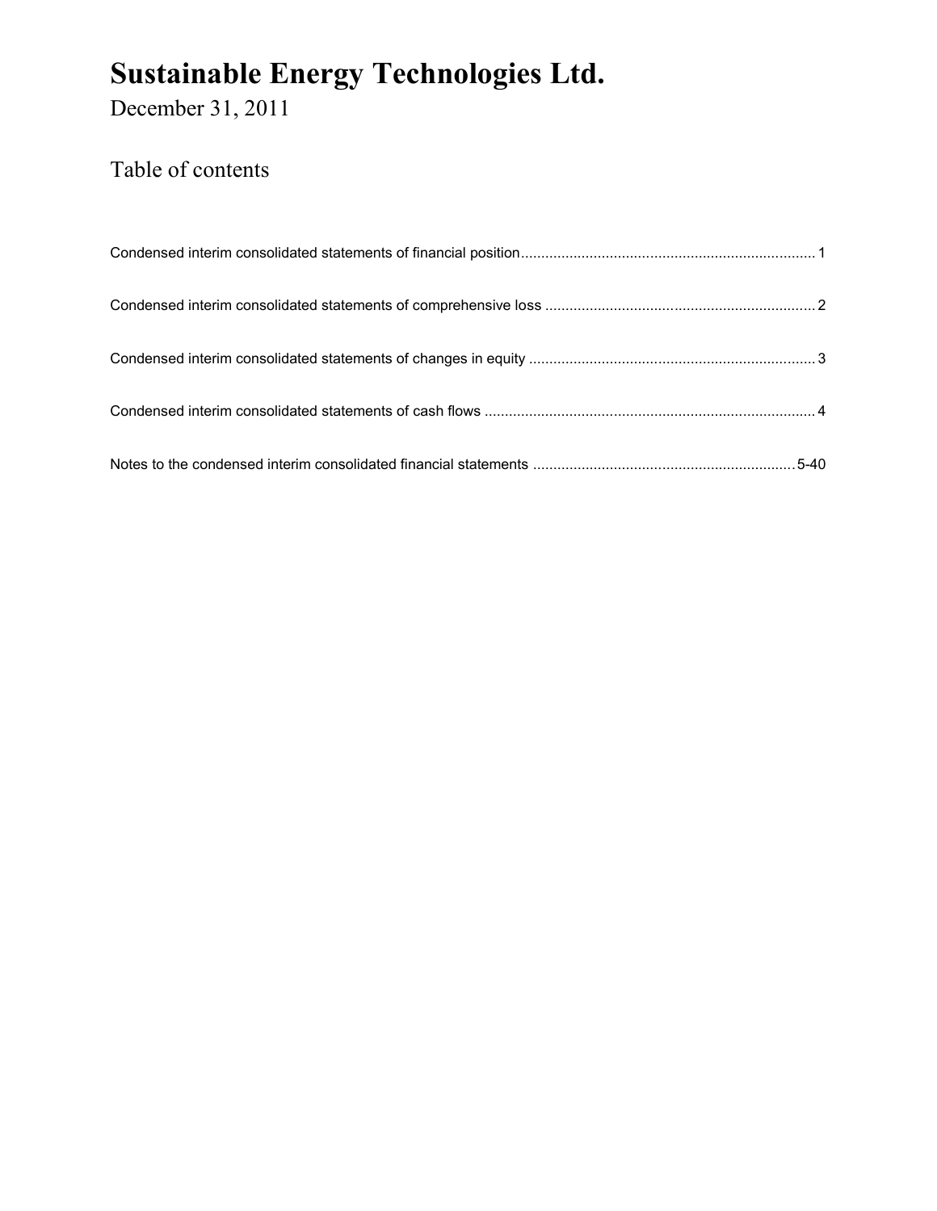# Sustainable Energy Technologies Ltd.

December 31, 2011

## Table of contents

| | |
|---|---|
| Condensed interim consolidated statements of financial position | 1 |
| Condensed interim consolidated statements of comprehensive loss | 2 |
| Condensed interim consolidated statements of changes in equity | 3 |
| Condensed interim consolidated statements of cash flows | 4 |
| Notes to the condensed interim consolidated financial statements | 5-40 |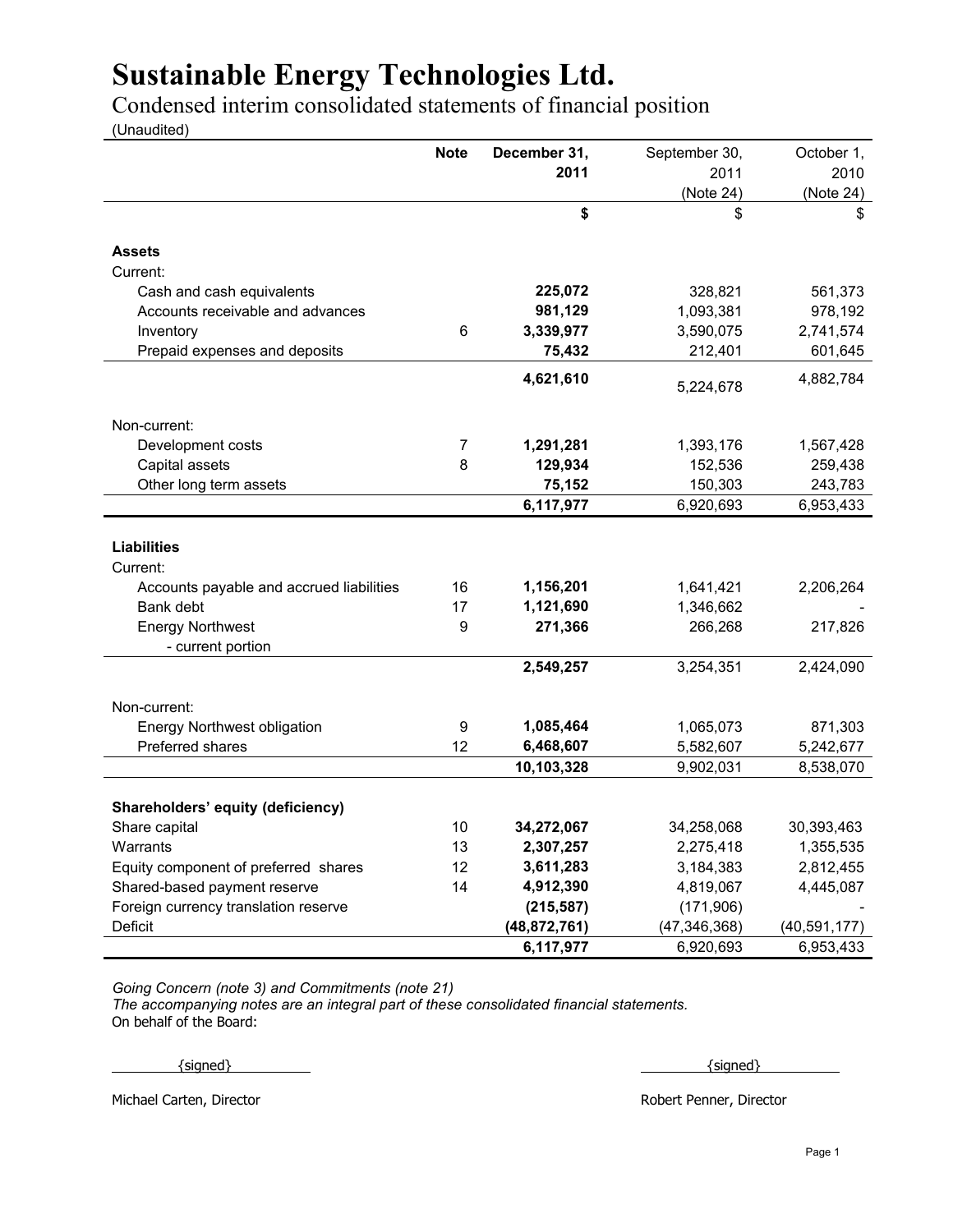# Sustainable Energy Technologies Ltd.

Condensed interim consolidated statements of financial position

(Unaudited)

| | Note | **December 31, 2011** | September 30, 2011 (Note 24) | October 1, 2010 (Note 24) |
|---|---|---|---|---|
| | | **$** | $ | $ |
| **Assets** | | | | |
| Current: | | | | |
| Cash and cash equivalents | | **225,072** | 328,821 | 561,373 |
| Accounts receivable and advances | | **981,129** | 1,093,381 | 978,192 |
| Inventory | 6 | **3,339,977** | 3,590,075 | 2,741,574 |
| Prepaid expenses and deposits | | **75,432** | 212,401 | 601,645 |
| | | **4,621,610** | 5,224,678 | 4,882,784 |
| Non-current: | | | | |
| Development costs | 7 | **1,291,281** | 1,393,176 | 1,567,428 |
| Capital assets | 8 | **129,934** | 152,536 | 259,438 |
| Other long term assets | | **75,152** | 150,303 | 243,783 |
| | | **6,117,977** | 6,920,693 | 6,953,433 |
| **Liabilities** | | | | |
| Current: | | | | |
| Accounts payable and accrued liabilities | 16 | **1,156,201** | 1,641,421 | 2,206,264 |
| Bank debt | 17 | **1,121,690** | 1,346,662 | - |
| Energy Northwest - current portion | 9 | **271,366** | 266,268 | 217,826 |
| | | **2,549,257** | 3,254,351 | 2,424,090 |
| Non-current: | | | | |
| Energy Northwest obligation | 9 | **1,085,464** | 1,065,073 | 871,303 |
| Preferred shares | 12 | **6,468,607** | 5,582,607 | 5,242,677 |
| | | **10,103,328** | 9,902,031 | 8,538,070 |
| **Shareholders' equity (deficiency)** | | | | |
| Share capital | 10 | **34,272,067** | 34,258,068 | 30,393,463 |
| Warrants | 13 | **2,307,257** | 2,275,418 | 1,355,535 |
| Equity component of preferred shares | 12 | **3,611,283** | 3,184,383 | 2,812,455 |
| Shared-based payment reserve | 14 | **4,912,390** | 4,819,067 | 4,445,087 |
| Foreign currency translation reserve | | **(215,587)** | (171,906) | - |
| Deficit | | **(48,872,761)** | (47,346,368) | (40,591,177) |
| | | **6,117,977** | 6,920,693 | 6,953,433 |

*Going Concern (note 3) and Commitments (note 21)*

*The accompanying notes are an integral part of these consolidated financial statements.*

On behalf of the Board:

{signed}

Michael Carten, Director

{signed}

Robert Penner, Director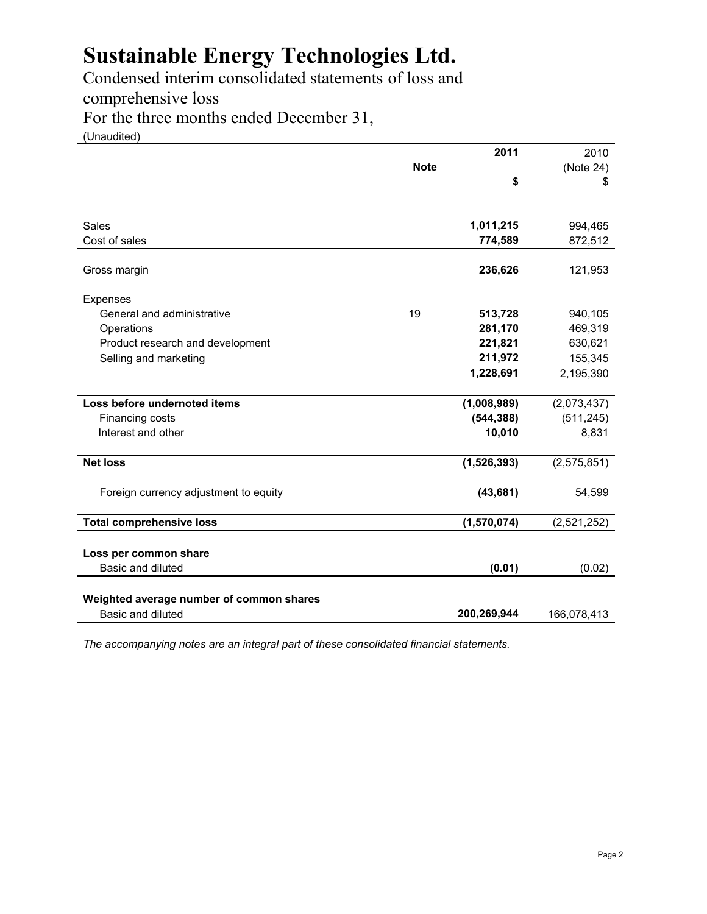# Sustainable Energy Technologies Ltd.

Condensed interim consolidated statements of loss and comprehensive loss

For the three months ended December 31,

(Unaudited)

| | Note | **2011** | 2010 (Note 24) |
|---|---|---|---|
| | | **$** | $ |
| Sales | | **1,011,215** | 994,465 |
| Cost of sales | | **774,589** | 872,512 |
| Gross margin | | **236,626** | 121,953 |
| Expenses | | | |
| General and administrative | 19 | **513,728** | 940,105 |
| Operations | | **281,170** | 469,319 |
| Product research and development | | **221,821** | 630,621 |
| Selling and marketing | | **211,972** | 155,345 |
| | | **1,228,691** | 2,195,390 |
| **Loss before undernoted items** | | **(1,008,989)** | (2,073,437) |
| Financing costs | | **(544,388)** | (511,245) |
| Interest and other | | **10,010** | 8,831 |
| **Net loss** | | **(1,526,393)** | (2,575,851) |
| Foreign currency adjustment to equity | | **(43,681)** | 54,599 |
| **Total comprehensive loss** | | **(1,570,074)** | (2,521,252) |
| **Loss per common share** | | | |
| Basic and diluted | | **(0.01)** | (0.02) |
| **Weighted average number of common shares** | | | |
| Basic and diluted | | **200,269,944** | 166,078,413 |

*The accompanying notes are an integral part of these consolidated financial statements.*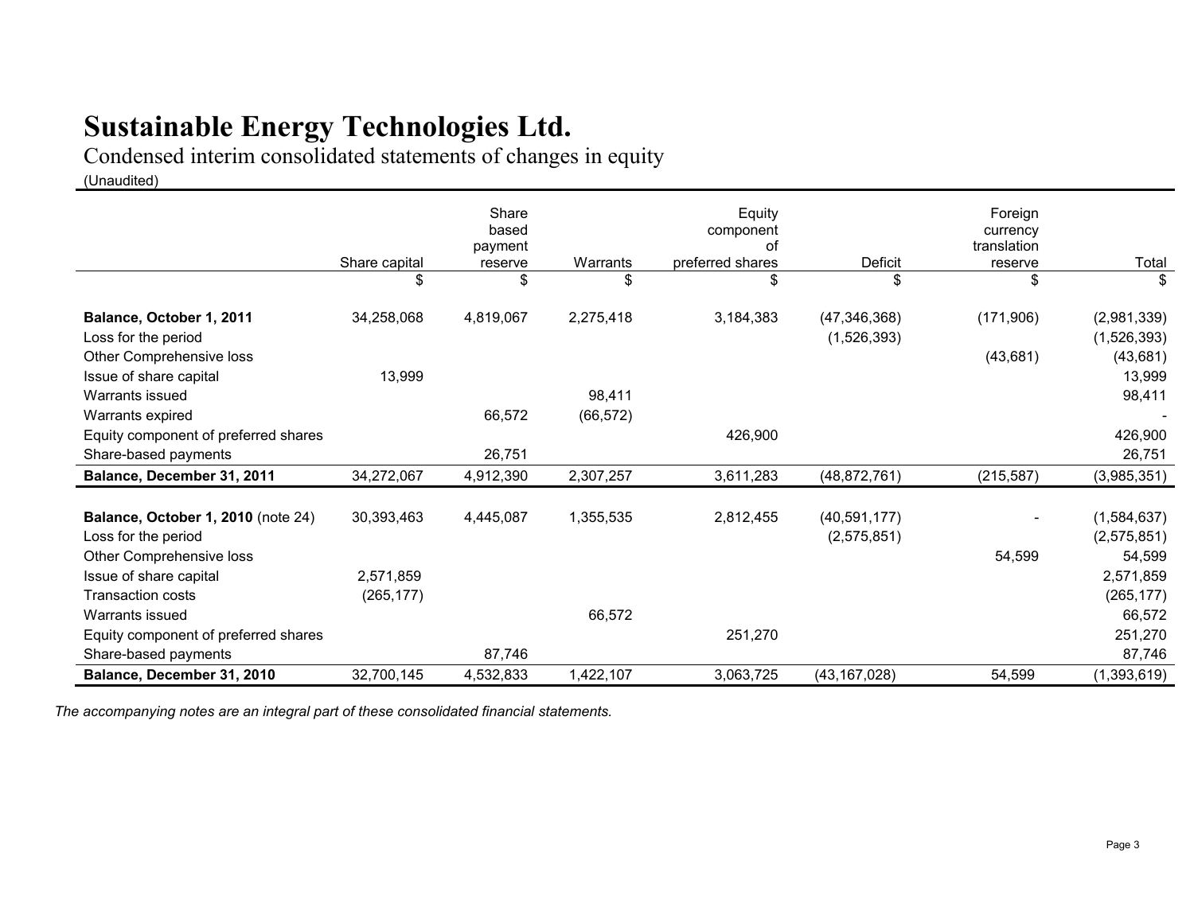# Sustainable Energy Technologies Ltd.

Condensed interim consolidated statements of changes in equity

(Unaudited)

| | Share capital | Share based payment reserve | Warrants | Equity component of preferred shares | Deficit | Foreign currency translation reserve | Total |
|---|---|---|---|---|---|---|---|
| | $ | $ | $ | $ | $ | $ | $ |
| **Balance, October 1, 2011** | 34,258,068 | 4,819,067 | 2,275,418 | 3,184,383 | (47,346,368) | (171,906) | (2,981,339) |
| Loss for the period | | | | | (1,526,393) | | (1,526,393) |
| Other Comprehensive loss | | | | | | (43,681) | (43,681) |
| Issue of share capital | 13,999 | | | | | | 13,999 |
| Warrants issued | | | 98,411 | | | | 98,411 |
| Warrants expired | | 66,572 | (66,572) | | | | - |
| Equity component of preferred shares | | | | 426,900 | | | 426,900 |
| Share-based payments | | 26,751 | | | | | 26,751 |
| **Balance, December 31, 2011** | 34,272,067 | 4,912,390 | 2,307,257 | 3,611,283 | (48,872,761) | (215,587) | (3,985,351) |
| | | | | | | | |
| **Balance, October 1, 2010** (note 24) | 30,393,463 | 4,445,087 | 1,355,535 | 2,812,455 | (40,591,177) | - | (1,584,637) |
| Loss for the period | | | | | (2,575,851) | | (2,575,851) |
| Other Comprehensive loss | | | | | | 54,599 | 54,599 |
| Issue of share capital | 2,571,859 | | | | | | 2,571,859 |
| Transaction costs | (265,177) | | | | | | (265,177) |
| Warrants issued | | | 66,572 | | | | 66,572 |
| Equity component of preferred shares | | | | 251,270 | | | 251,270 |
| Share-based payments | | 87,746 | | | | | 87,746 |
| **Balance, December 31, 2010** | 32,700,145 | 4,532,833 | 1,422,107 | 3,063,725 | (43,167,028) | 54,599 | (1,393,619) |

*The accompanying notes are an integral part of these consolidated financial statements.*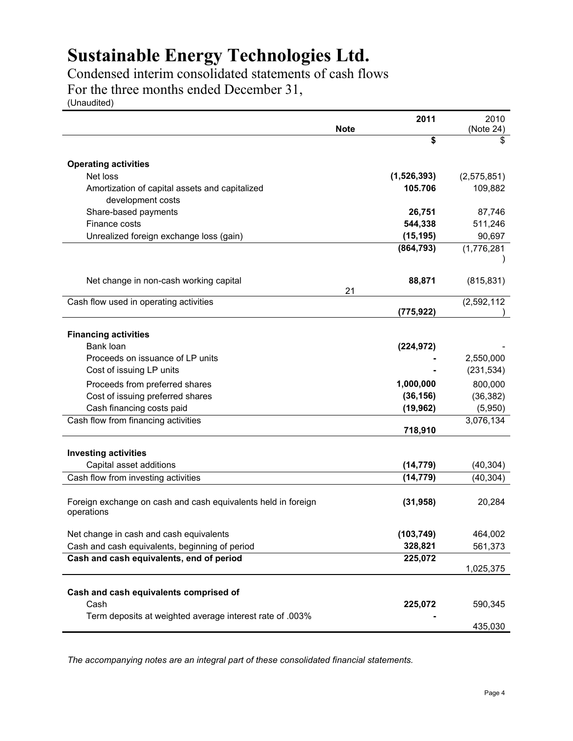# Sustainable Energy Technologies Ltd.

Condensed interim consolidated statements of cash flows

For the three months ended December 31,

(Unaudited)

| | Note | 2011 | 2010 (Note 24) |
|---|---|---|---|
| | | **$** | $ |
| **Operating activities** | | | |
| Net loss | | **(1,526,393)** | (2,575,851) |
| Amortization of capital assets and capitalized development costs | | **105.706** | 109,882 |
| Share-based payments | | **26,751** | 87,746 |
| Finance costs | | **544,338** | 511,246 |
| Unrealized foreign exchange loss (gain) | | **(15,195)** | 90,697 |
| | | **(864,793)** | (1,776,281) |
| Net change in non-cash working capital | 21 | **88,871** | (815,831) |
| Cash flow used in operating activities | | **(775,922)** | (2,592,112) |
| **Financing activities** | | | |
| Bank loan | | **(224,972)** | - |
| Proceeds on issuance of LP units | | **-** | 2,550,000 |
| Cost of issuing LP units | | **-** | (231,534) |
| Proceeds from preferred shares | | **1,000,000** | 800,000 |
| Cost of issuing preferred shares | | **(36,156)** | (36,382) |
| Cash financing costs paid | | **(19,962)** | (5,950) |
| Cash flow from financing activities | | **718,910** | 3,076,134 |
| **Investing activities** | | | |
| Capital asset additions | | **(14,779)** | (40,304) |
| Cash flow from investing activities | | **(14,779)** | (40,304) |
| Foreign exchange on cash and cash equivalents held in foreign operations | | **(31,958)** | 20,284 |
| Net change in cash and cash equivalents | | **(103,749)** | 464,002 |
| Cash and cash equivalents, beginning of period | | **328,821** | 561,373 |
| **Cash and cash equivalents, end of period** | | **225,072** | 1,025,375 |
| **Cash and cash equivalents comprised of** | | | |
| Cash | | **225,072** | 590,345 |
| Term deposits at weighted average interest rate of .003% | | **-** | 435,030 |

*The accompanying notes are an integral part of these consolidated financial statements.*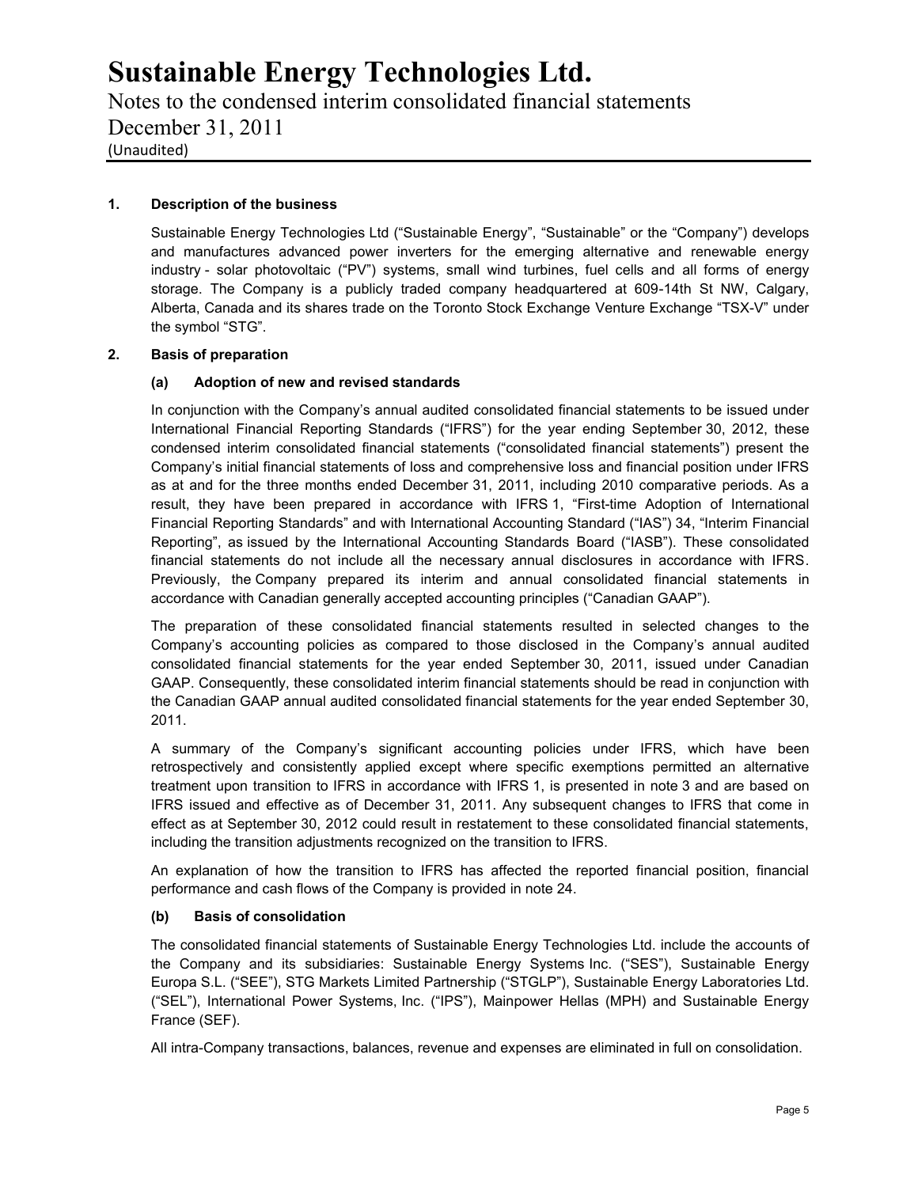# Sustainable Energy Technologies Ltd.

Notes to the condensed interim consolidated financial statements
December 31, 2011
(Unaudited)

## 1. Description of the business

Sustainable Energy Technologies Ltd ("Sustainable Energy", "Sustainable" or the "Company") develops and manufactures advanced power inverters for the emerging alternative and renewable energy industry - solar photovoltaic ("PV") systems, small wind turbines, fuel cells and all forms of energy storage. The Company is a publicly traded company headquartered at 609-14th St NW, Calgary, Alberta, Canada and its shares trade on the Toronto Stock Exchange Venture Exchange "TSX-V" under the symbol "STG".

## 2. Basis of preparation

### (a) Adoption of new and revised standards

In conjunction with the Company's annual audited consolidated financial statements to be issued under International Financial Reporting Standards ("IFRS") for the year ending September 30, 2012, these condensed interim consolidated financial statements ("consolidated financial statements") present the Company's initial financial statements of loss and comprehensive loss and financial position under IFRS as at and for the three months ended December 31, 2011, including 2010 comparative periods. As a result, they have been prepared in accordance with IFRS 1, "First-time Adoption of International Financial Reporting Standards" and with International Accounting Standard ("IAS") 34, "Interim Financial Reporting", as issued by the International Accounting Standards Board ("IASB"). These consolidated financial statements do not include all the necessary annual disclosures in accordance with IFRS. Previously, the Company prepared its interim and annual consolidated financial statements in accordance with Canadian generally accepted accounting principles ("Canadian GAAP").

The preparation of these consolidated financial statements resulted in selected changes to the Company's accounting policies as compared to those disclosed in the Company's annual audited consolidated financial statements for the year ended September 30, 2011, issued under Canadian GAAP. Consequently, these consolidated interim financial statements should be read in conjunction with the Canadian GAAP annual audited consolidated financial statements for the year ended September 30, 2011.

A summary of the Company's significant accounting policies under IFRS, which have been retrospectively and consistently applied except where specific exemptions permitted an alternative treatment upon transition to IFRS in accordance with IFRS 1, is presented in note 3 and are based on IFRS issued and effective as of December 31, 2011. Any subsequent changes to IFRS that come in effect as at September 30, 2012 could result in restatement to these consolidated financial statements, including the transition adjustments recognized on the transition to IFRS.

An explanation of how the transition to IFRS has affected the reported financial position, financial performance and cash flows of the Company is provided in note 24.

### (b) Basis of consolidation

The consolidated financial statements of Sustainable Energy Technologies Ltd. include the accounts of the Company and its subsidiaries: Sustainable Energy Systems Inc. ("SES"), Sustainable Energy Europa S.L. ("SEE"), STG Markets Limited Partnership ("STGLP"), Sustainable Energy Laboratories Ltd. ("SEL"), International Power Systems, Inc. ("IPS"), Mainpower Hellas (MPH) and Sustainable Energy France (SEF).

All intra-Company transactions, balances, revenue and expenses are eliminated in full on consolidation.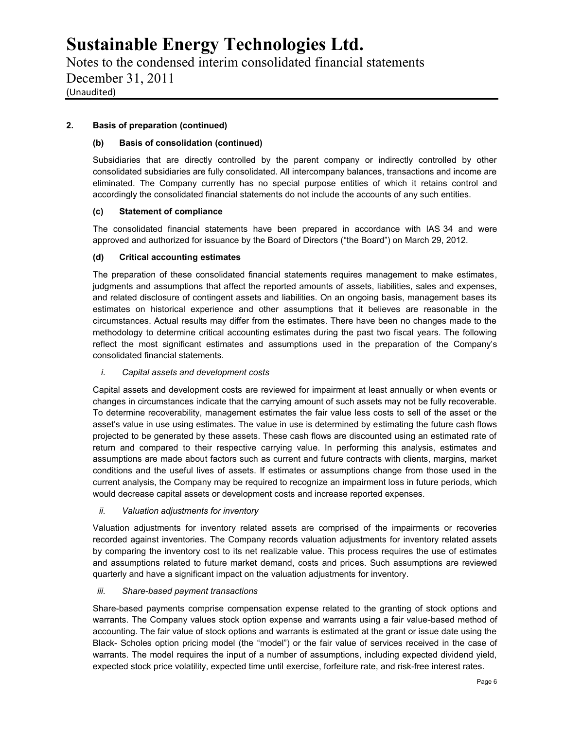## 2. Basis of preparation (continued)

### (b) Basis of consolidation (continued)

Subsidiaries that are directly controlled by the parent company or indirectly controlled by other consolidated subsidiaries are fully consolidated. All intercompany balances, transactions and income are eliminated. The Company currently has no special purpose entities of which it retains control and accordingly the consolidated financial statements do not include the accounts of any such entities.

### (c) Statement of compliance

The consolidated financial statements have been prepared in accordance with IAS 34 and were approved and authorized for issuance by the Board of Directors ("the Board") on March 29, 2012.

### (d) Critical accounting estimates

The preparation of these consolidated financial statements requires management to make estimates, judgments and assumptions that affect the reported amounts of assets, liabilities, sales and expenses, and related disclosure of contingent assets and liabilities. On an ongoing basis, management bases its estimates on historical experience and other assumptions that it believes are reasonable in the circumstances. Actual results may differ from the estimates. There have been no changes made to the methodology to determine critical accounting estimates during the past two fiscal years. The following reflect the most significant estimates and assumptions used in the preparation of the Company's consolidated financial statements.

*i. Capital assets and development costs*

Capital assets and development costs are reviewed for impairment at least annually or when events or changes in circumstances indicate that the carrying amount of such assets may not be fully recoverable. To determine recoverability, management estimates the fair value less costs to sell of the asset or the asset's value in use using estimates. The value in use is determined by estimating the future cash flows projected to be generated by these assets. These cash flows are discounted using an estimated rate of return and compared to their respective carrying value. In performing this analysis, estimates and assumptions are made about factors such as current and future contracts with clients, margins, market conditions and the useful lives of assets. If estimates or assumptions change from those used in the current analysis, the Company may be required to recognize an impairment loss in future periods, which would decrease capital assets or development costs and increase reported expenses.

*ii. Valuation adjustments for inventory*

Valuation adjustments for inventory related assets are comprised of the impairments or recoveries recorded against inventories. The Company records valuation adjustments for inventory related assets by comparing the inventory cost to its net realizable value. This process requires the use of estimates and assumptions related to future market demand, costs and prices. Such assumptions are reviewed quarterly and have a significant impact on the valuation adjustments for inventory.

*iii. Share-based payment transactions*

Share-based payments comprise compensation expense related to the granting of stock options and warrants. The Company values stock option expense and warrants using a fair value-based method of accounting. The fair value of stock options and warrants is estimated at the grant or issue date using the Black- Scholes option pricing model (the "model") or the fair value of services received in the case of warrants. The model requires the input of a number of assumptions, including expected dividend yield, expected stock price volatility, expected time until exercise, forfeiture rate, and risk-free interest rates.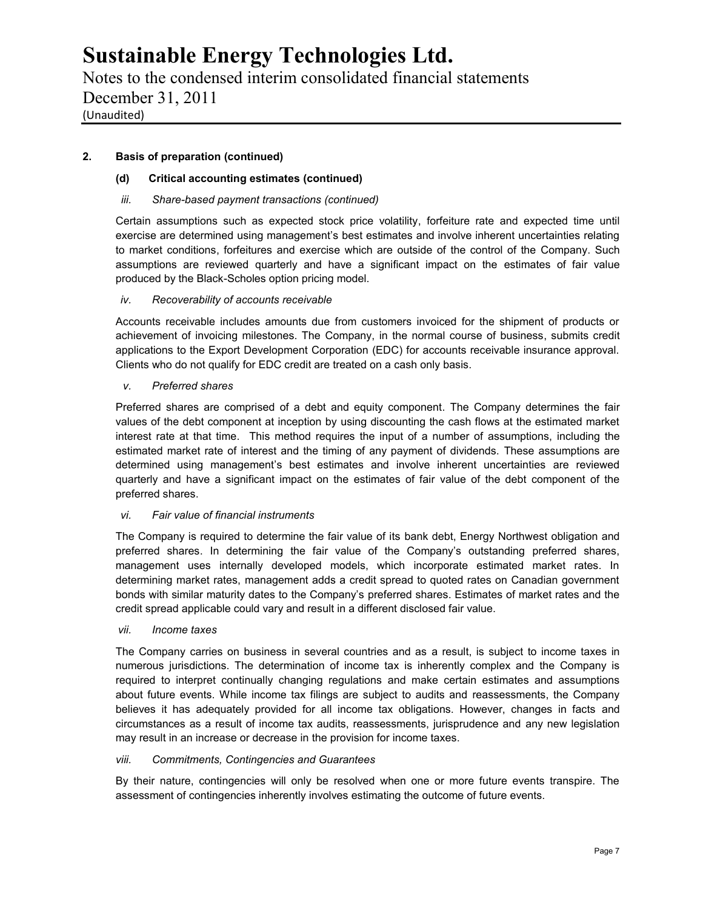## 2. Basis of preparation (continued)

### (d) Critical accounting estimates (continued)

*iii. Share-based payment transactions (continued)*

Certain assumptions such as expected stock price volatility, forfeiture rate and expected time until exercise are determined using management's best estimates and involve inherent uncertainties relating to market conditions, forfeitures and exercise which are outside of the control of the Company. Such assumptions are reviewed quarterly and have a significant impact on the estimates of fair value produced by the Black-Scholes option pricing model.

*iv. Recoverability of accounts receivable*

Accounts receivable includes amounts due from customers invoiced for the shipment of products or achievement of invoicing milestones. The Company, in the normal course of business, submits credit applications to the Export Development Corporation (EDC) for accounts receivable insurance approval. Clients who do not qualify for EDC credit are treated on a cash only basis.

*v. Preferred shares*

Preferred shares are comprised of a debt and equity component. The Company determines the fair values of the debt component at inception by using discounting the cash flows at the estimated market interest rate at that time. This method requires the input of a number of assumptions, including the estimated market rate of interest and the timing of any payment of dividends. These assumptions are determined using management's best estimates and involve inherent uncertainties are reviewed quarterly and have a significant impact on the estimates of fair value of the debt component of the preferred shares.

*vi. Fair value of financial instruments*

The Company is required to determine the fair value of its bank debt, Energy Northwest obligation and preferred shares. In determining the fair value of the Company's outstanding preferred shares, management uses internally developed models, which incorporate estimated market rates. In determining market rates, management adds a credit spread to quoted rates on Canadian government bonds with similar maturity dates to the Company's preferred shares. Estimates of market rates and the credit spread applicable could vary and result in a different disclosed fair value.

*vii. Income taxes*

The Company carries on business in several countries and as a result, is subject to income taxes in numerous jurisdictions. The determination of income tax is inherently complex and the Company is required to interpret continually changing regulations and make certain estimates and assumptions about future events. While income tax filings are subject to audits and reassessments, the Company believes it has adequately provided for all income tax obligations. However, changes in facts and circumstances as a result of income tax audits, reassessments, jurisprudence and any new legislation may result in an increase or decrease in the provision for income taxes.

*viii. Commitments, Contingencies and Guarantees*

By their nature, contingencies will only be resolved when one or more future events transpire. The assessment of contingencies inherently involves estimating the outcome of future events.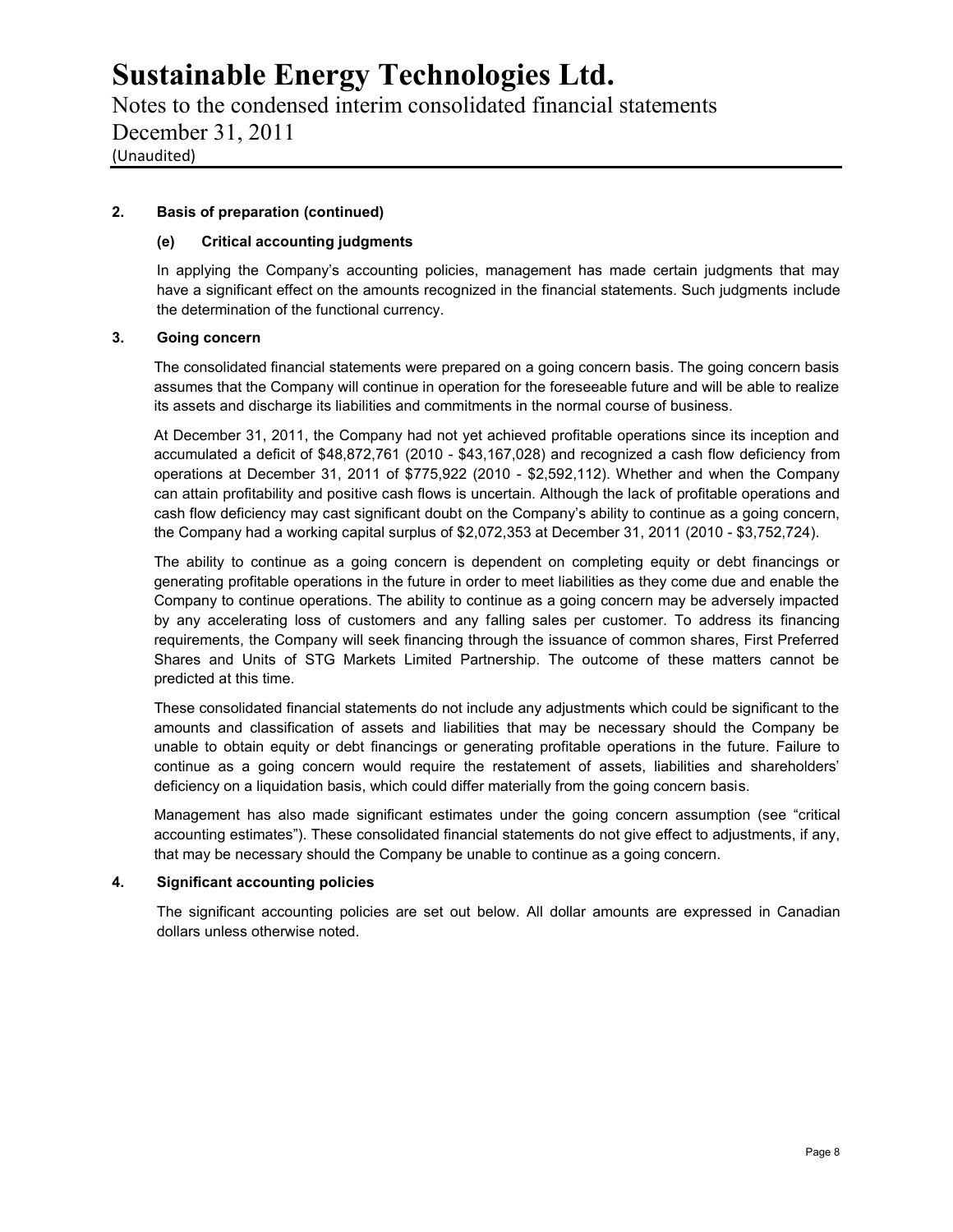**2. Basis of preparation (continued)**

**(e) Critical accounting judgments**

In applying the Company's accounting policies, management has made certain judgments that may have a significant effect on the amounts recognized in the financial statements. Such judgments include the determination of the functional currency.

**3. Going concern**

The consolidated financial statements were prepared on a going concern basis. The going concern basis assumes that the Company will continue in operation for the foreseeable future and will be able to realize its assets and discharge its liabilities and commitments in the normal course of business.

At December 31, 2011, the Company had not yet achieved profitable operations since its inception and accumulated a deficit of $48,872,761 (2010 - $43,167,028) and recognized a cash flow deficiency from operations at December 31, 2011 of $775,922 (2010 - $2,592,112). Whether and when the Company can attain profitability and positive cash flows is uncertain. Although the lack of profitable operations and cash flow deficiency may cast significant doubt on the Company's ability to continue as a going concern, the Company had a working capital surplus of $2,072,353 at December 31, 2011 (2010 - $3,752,724).

The ability to continue as a going concern is dependent on completing equity or debt financings or generating profitable operations in the future in order to meet liabilities as they come due and enable the Company to continue operations. The ability to continue as a going concern may be adversely impacted by any accelerating loss of customers and any falling sales per customer. To address its financing requirements, the Company will seek financing through the issuance of common shares, First Preferred Shares and Units of STG Markets Limited Partnership. The outcome of these matters cannot be predicted at this time.

These consolidated financial statements do not include any adjustments which could be significant to the amounts and classification of assets and liabilities that may be necessary should the Company be unable to obtain equity or debt financings or generating profitable operations in the future. Failure to continue as a going concern would require the restatement of assets, liabilities and shareholders' deficiency on a liquidation basis, which could differ materially from the going concern basis.

Management has also made significant estimates under the going concern assumption (see "critical accounting estimates"). These consolidated financial statements do not give effect to adjustments, if any, that may be necessary should the Company be unable to continue as a going concern.

**4. Significant accounting policies**

The significant accounting policies are set out below. All dollar amounts are expressed in Canadian dollars unless otherwise noted.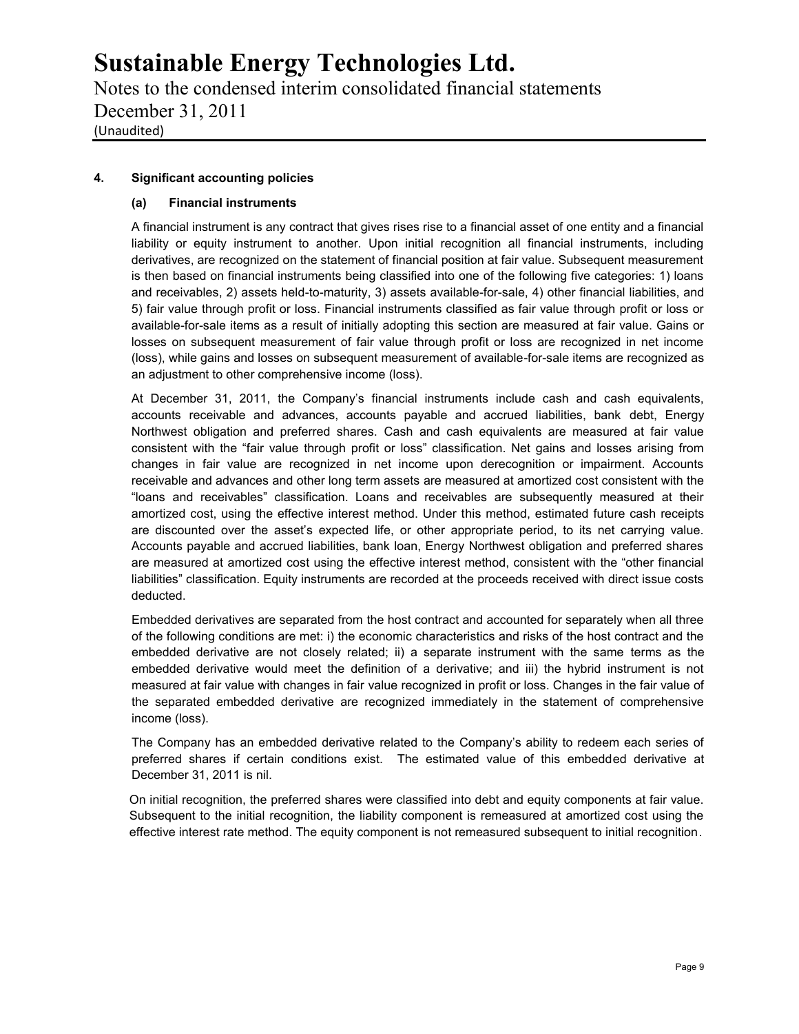## 4. Significant accounting policies

### (a) Financial instruments

A financial instrument is any contract that gives rises rise to a financial asset of one entity and a financial liability or equity instrument to another. Upon initial recognition all financial instruments, including derivatives, are recognized on the statement of financial position at fair value. Subsequent measurement is then based on financial instruments being classified into one of the following five categories: 1) loans and receivables, 2) assets held-to-maturity, 3) assets available-for-sale, 4) other financial liabilities, and 5) fair value through profit or loss. Financial instruments classified as fair value through profit or loss or available-for-sale items as a result of initially adopting this section are measured at fair value. Gains or losses on subsequent measurement of fair value through profit or loss are recognized in net income (loss), while gains and losses on subsequent measurement of available-for-sale items are recognized as an adjustment to other comprehensive income (loss).

At December 31, 2011, the Company's financial instruments include cash and cash equivalents, accounts receivable and advances, accounts payable and accrued liabilities, bank debt, Energy Northwest obligation and preferred shares. Cash and cash equivalents are measured at fair value consistent with the "fair value through profit or loss" classification. Net gains and losses arising from changes in fair value are recognized in net income upon derecognition or impairment. Accounts receivable and advances and other long term assets are measured at amortized cost consistent with the "loans and receivables" classification. Loans and receivables are subsequently measured at their amortized cost, using the effective interest method. Under this method, estimated future cash receipts are discounted over the asset's expected life, or other appropriate period, to its net carrying value. Accounts payable and accrued liabilities, bank loan, Energy Northwest obligation and preferred shares are measured at amortized cost using the effective interest method, consistent with the "other financial liabilities" classification. Equity instruments are recorded at the proceeds received with direct issue costs deducted.

Embedded derivatives are separated from the host contract and accounted for separately when all three of the following conditions are met: i) the economic characteristics and risks of the host contract and the embedded derivative are not closely related; ii) a separate instrument with the same terms as the embedded derivative would meet the definition of a derivative; and iii) the hybrid instrument is not measured at fair value with changes in fair value recognized in profit or loss. Changes in the fair value of the separated embedded derivative are recognized immediately in the statement of comprehensive income (loss).

The Company has an embedded derivative related to the Company's ability to redeem each series of preferred shares if certain conditions exist. The estimated value of this embedded derivative at December 31, 2011 is nil.

On initial recognition, the preferred shares were classified into debt and equity components at fair value. Subsequent to the initial recognition, the liability component is remeasured at amortized cost using the effective interest rate method. The equity component is not remeasured subsequent to initial recognition.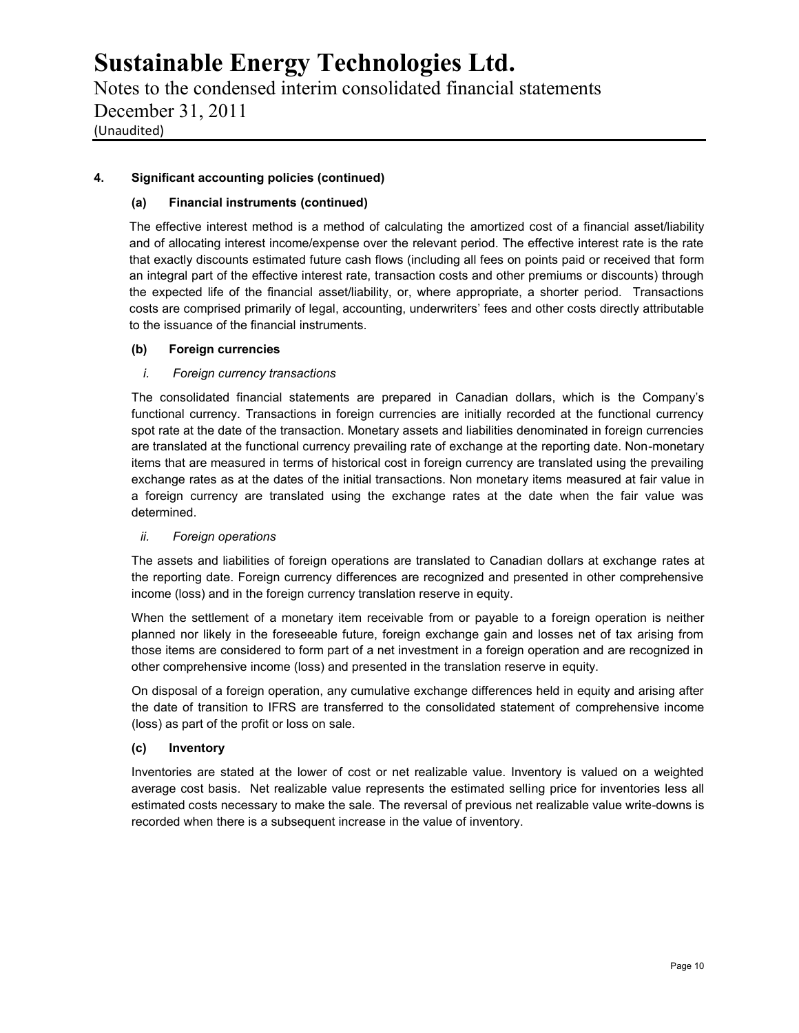**4. Significant accounting policies (continued)**

**(a) Financial instruments (continued)**

The effective interest method is a method of calculating the amortized cost of a financial asset/liability and of allocating interest income/expense over the relevant period. The effective interest rate is the rate that exactly discounts estimated future cash flows (including all fees on points paid or received that form an integral part of the effective interest rate, transaction costs and other premiums or discounts) through the expected life of the financial asset/liability, or, where appropriate, a shorter period. Transactions costs are comprised primarily of legal, accounting, underwriters' fees and other costs directly attributable to the issuance of the financial instruments.

**(b) Foreign currencies**

*i. Foreign currency transactions*

The consolidated financial statements are prepared in Canadian dollars, which is the Company's functional currency. Transactions in foreign currencies are initially recorded at the functional currency spot rate at the date of the transaction. Monetary assets and liabilities denominated in foreign currencies are translated at the functional currency prevailing rate of exchange at the reporting date. Non-monetary items that are measured in terms of historical cost in foreign currency are translated using the prevailing exchange rates as at the dates of the initial transactions. Non monetary items measured at fair value in a foreign currency are translated using the exchange rates at the date when the fair value was determined.

*ii. Foreign operations*

The assets and liabilities of foreign operations are translated to Canadian dollars at exchange rates at the reporting date. Foreign currency differences are recognized and presented in other comprehensive income (loss) and in the foreign currency translation reserve in equity.

When the settlement of a monetary item receivable from or payable to a foreign operation is neither planned nor likely in the foreseeable future, foreign exchange gain and losses net of tax arising from those items are considered to form part of a net investment in a foreign operation and are recognized in other comprehensive income (loss) and presented in the translation reserve in equity.

On disposal of a foreign operation, any cumulative exchange differences held in equity and arising after the date of transition to IFRS are transferred to the consolidated statement of comprehensive income (loss) as part of the profit or loss on sale.

**(c) Inventory**

Inventories are stated at the lower of cost or net realizable value. Inventory is valued on a weighted average cost basis. Net realizable value represents the estimated selling price for inventories less all estimated costs necessary to make the sale. The reversal of previous net realizable value write-downs is recorded when there is a subsequent increase in the value of inventory.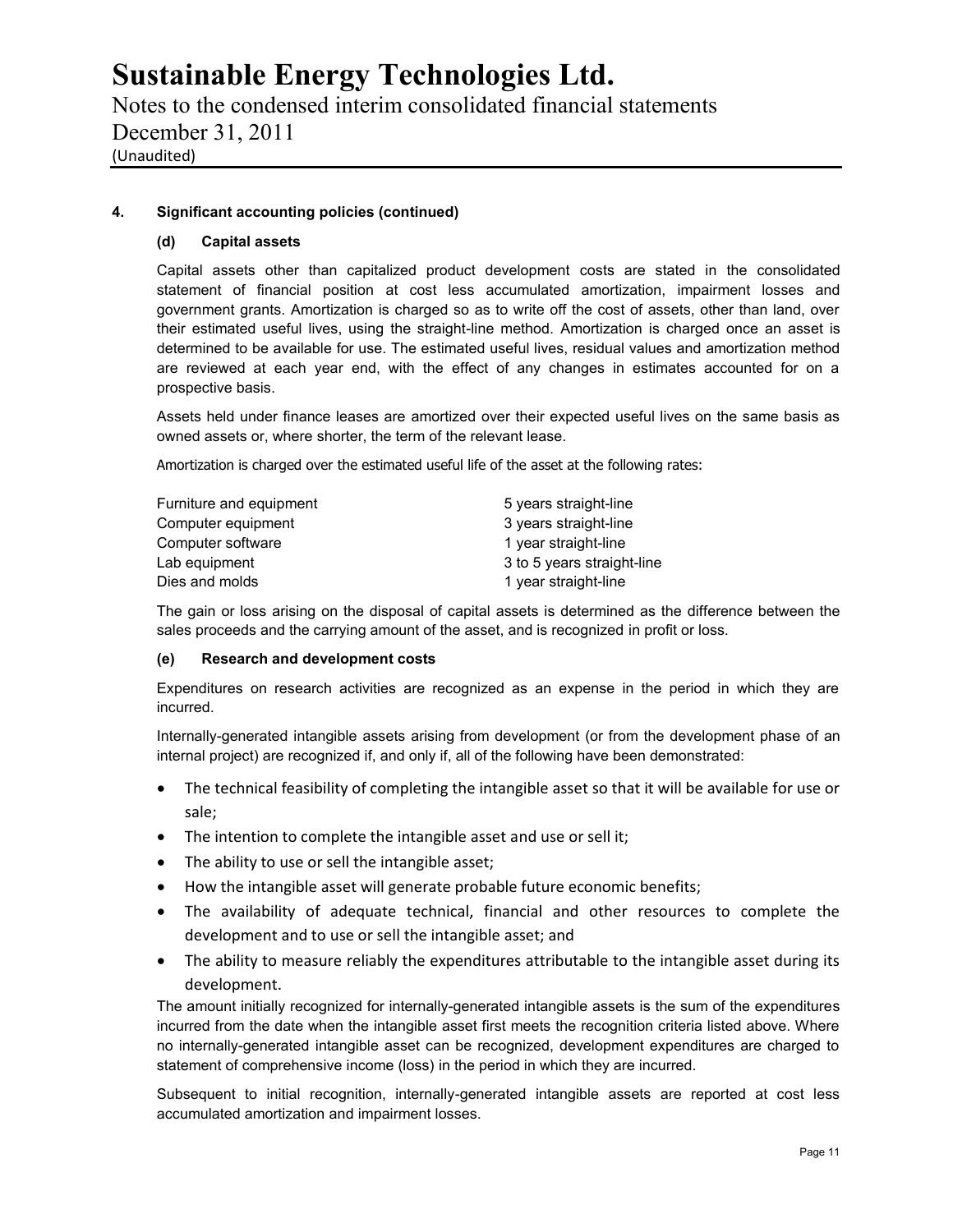#### 4. Significant accounting policies (continued)

##### (d) Capital assets

Capital assets other than capitalized product development costs are stated in the consolidated statement of financial position at cost less accumulated amortization, impairment losses and government grants. Amortization is charged so as to write off the cost of assets, other than land, over their estimated useful lives, using the straight-line method. Amortization is charged once an asset is determined to be available for use. The estimated useful lives, residual values and amortization method are reviewed at each year end, with the effect of any changes in estimates accounted for on a prospective basis.

Assets held under finance leases are amortized over their expected useful lives on the same basis as owned assets or, where shorter, the term of the relevant lease.

Amortization is charged over the estimated useful life of the asset at the following rates:

| | |
|---|---|
| Furniture and equipment | 5 years straight-line |
| Computer equipment | 3 years straight-line |
| Computer software | 1 year straight-line |
| Lab equipment | 3 to 5 years straight-line |
| Dies and molds | 1 year straight-line |

The gain or loss arising on the disposal of capital assets is determined as the difference between the sales proceeds and the carrying amount of the asset, and is recognized in profit or loss.

##### (e) Research and development costs

Expenditures on research activities are recognized as an expense in the period in which they are incurred.

Internally-generated intangible assets arising from development (or from the development phase of an internal project) are recognized if, and only if, all of the following have been demonstrated:

- The technical feasibility of completing the intangible asset so that it will be available for use or sale;
- The intention to complete the intangible asset and use or sell it;
- The ability to use or sell the intangible asset;
- How the intangible asset will generate probable future economic benefits;
- The availability of adequate technical, financial and other resources to complete the development and to use or sell the intangible asset; and
- The ability to measure reliably the expenditures attributable to the intangible asset during its development.

The amount initially recognized for internally-generated intangible assets is the sum of the expenditures incurred from the date when the intangible asset first meets the recognition criteria listed above. Where no internally-generated intangible asset can be recognized, development expenditures are charged to statement of comprehensive income (loss) in the period in which they are incurred.

Subsequent to initial recognition, internally-generated intangible assets are reported at cost less accumulated amortization and impairment losses.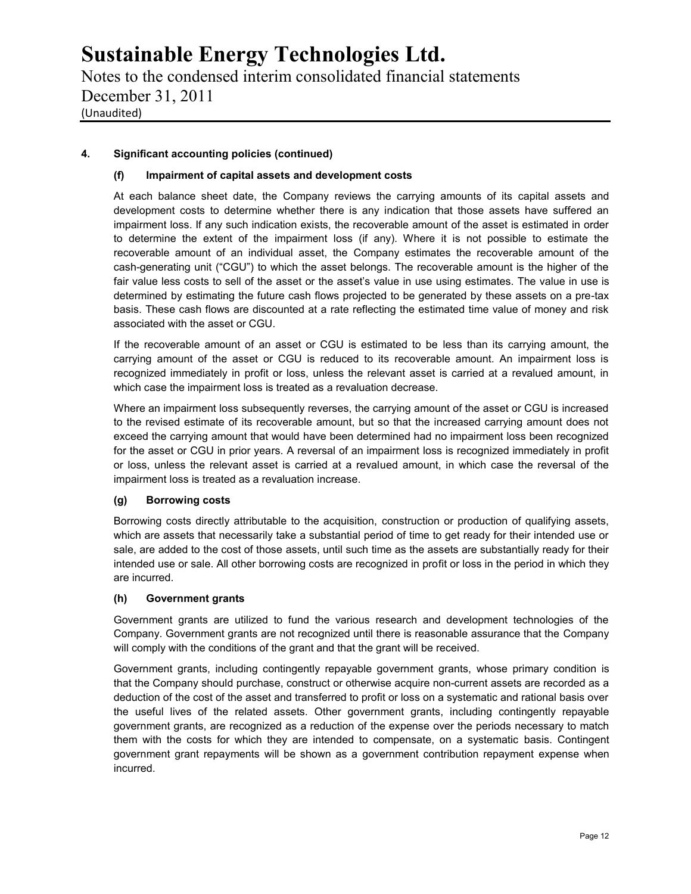### 4. Significant accounting policies (continued)

#### (f) Impairment of capital assets and development costs

At each balance sheet date, the Company reviews the carrying amounts of its capital assets and development costs to determine whether there is any indication that those assets have suffered an impairment loss. If any such indication exists, the recoverable amount of the asset is estimated in order to determine the extent of the impairment loss (if any). Where it is not possible to estimate the recoverable amount of an individual asset, the Company estimates the recoverable amount of the cash-generating unit ("CGU") to which the asset belongs. The recoverable amount is the higher of the fair value less costs to sell of the asset or the asset's value in use using estimates. The value in use is determined by estimating the future cash flows projected to be generated by these assets on a pre-tax basis. These cash flows are discounted at a rate reflecting the estimated time value of money and risk associated with the asset or CGU.

If the recoverable amount of an asset or CGU is estimated to be less than its carrying amount, the carrying amount of the asset or CGU is reduced to its recoverable amount. An impairment loss is recognized immediately in profit or loss, unless the relevant asset is carried at a revalued amount, in which case the impairment loss is treated as a revaluation decrease.

Where an impairment loss subsequently reverses, the carrying amount of the asset or CGU is increased to the revised estimate of its recoverable amount, but so that the increased carrying amount does not exceed the carrying amount that would have been determined had no impairment loss been recognized for the asset or CGU in prior years. A reversal of an impairment loss is recognized immediately in profit or loss, unless the relevant asset is carried at a revalued amount, in which case the reversal of the impairment loss is treated as a revaluation increase.

#### (g) Borrowing costs

Borrowing costs directly attributable to the acquisition, construction or production of qualifying assets, which are assets that necessarily take a substantial period of time to get ready for their intended use or sale, are added to the cost of those assets, until such time as the assets are substantially ready for their intended use or sale. All other borrowing costs are recognized in profit or loss in the period in which they are incurred.

#### (h) Government grants

Government grants are utilized to fund the various research and development technologies of the Company. Government grants are not recognized until there is reasonable assurance that the Company will comply with the conditions of the grant and that the grant will be received.

Government grants, including contingently repayable government grants, whose primary condition is that the Company should purchase, construct or otherwise acquire non-current assets are recorded as a deduction of the cost of the asset and transferred to profit or loss on a systematic and rational basis over the useful lives of the related assets. Other government grants, including contingently repayable government grants, are recognized as a reduction of the expense over the periods necessary to match them with the costs for which they are intended to compensate, on a systematic basis. Contingent government grant repayments will be shown as a government contribution repayment expense when incurred.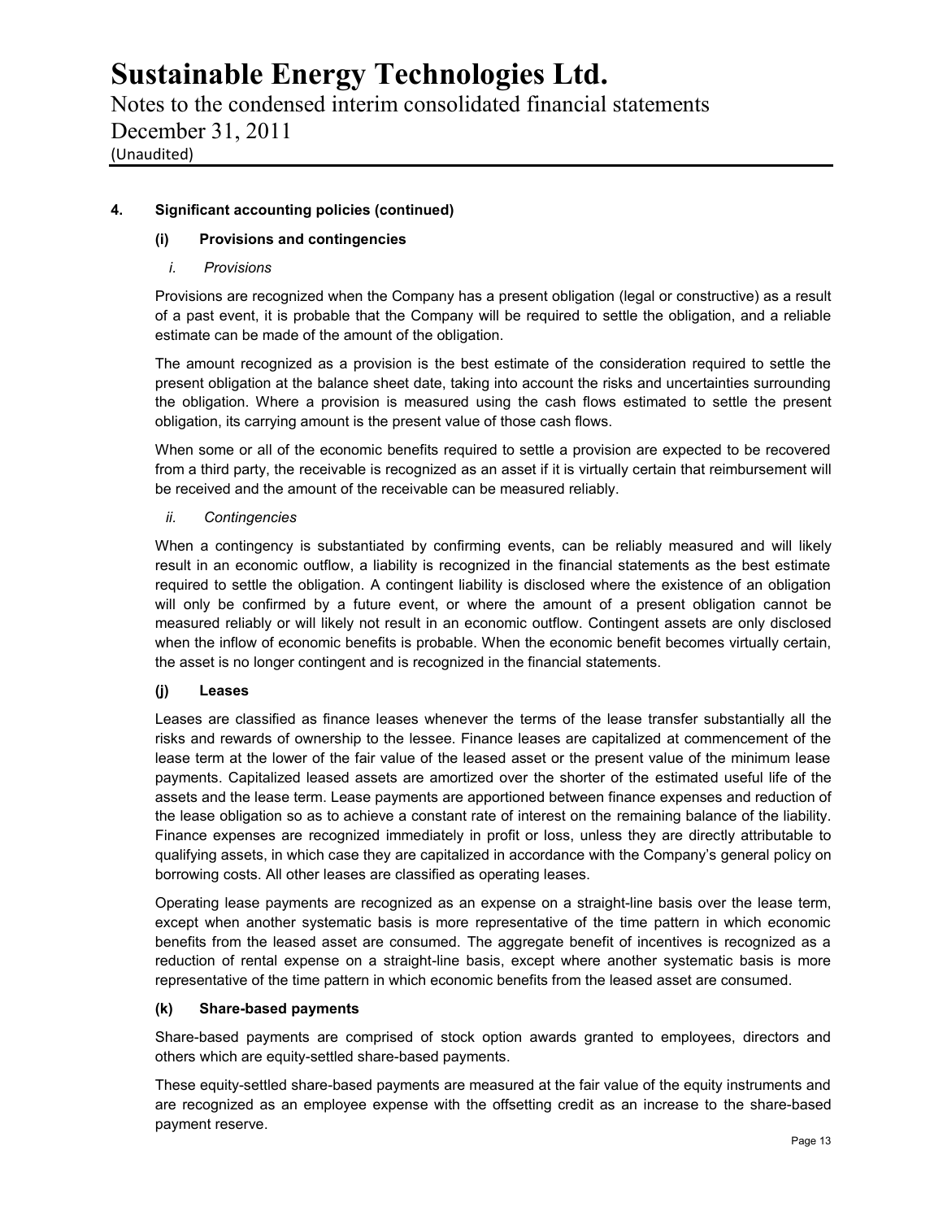## 4. Significant accounting policies (continued)

### (i) Provisions and contingencies

*i. Provisions*

Provisions are recognized when the Company has a present obligation (legal or constructive) as a result of a past event, it is probable that the Company will be required to settle the obligation, and a reliable estimate can be made of the amount of the obligation.

The amount recognized as a provision is the best estimate of the consideration required to settle the present obligation at the balance sheet date, taking into account the risks and uncertainties surrounding the obligation. Where a provision is measured using the cash flows estimated to settle the present obligation, its carrying amount is the present value of those cash flows.

When some or all of the economic benefits required to settle a provision are expected to be recovered from a third party, the receivable is recognized as an asset if it is virtually certain that reimbursement will be received and the amount of the receivable can be measured reliably.

*ii. Contingencies*

When a contingency is substantiated by confirming events, can be reliably measured and will likely result in an economic outflow, a liability is recognized in the financial statements as the best estimate required to settle the obligation. A contingent liability is disclosed where the existence of an obligation will only be confirmed by a future event, or where the amount of a present obligation cannot be measured reliably or will likely not result in an economic outflow. Contingent assets are only disclosed when the inflow of economic benefits is probable. When the economic benefit becomes virtually certain, the asset is no longer contingent and is recognized in the financial statements.

### (j) Leases

Leases are classified as finance leases whenever the terms of the lease transfer substantially all the risks and rewards of ownership to the lessee. Finance leases are capitalized at commencement of the lease term at the lower of the fair value of the leased asset or the present value of the minimum lease payments. Capitalized leased assets are amortized over the shorter of the estimated useful life of the assets and the lease term. Lease payments are apportioned between finance expenses and reduction of the lease obligation so as to achieve a constant rate of interest on the remaining balance of the liability. Finance expenses are recognized immediately in profit or loss, unless they are directly attributable to qualifying assets, in which case they are capitalized in accordance with the Company's general policy on borrowing costs. All other leases are classified as operating leases.

Operating lease payments are recognized as an expense on a straight-line basis over the lease term, except when another systematic basis is more representative of the time pattern in which economic benefits from the leased asset are consumed. The aggregate benefit of incentives is recognized as a reduction of rental expense on a straight-line basis, except where another systematic basis is more representative of the time pattern in which economic benefits from the leased asset are consumed.

### (k) Share-based payments

Share-based payments are comprised of stock option awards granted to employees, directors and others which are equity-settled share-based payments.

These equity-settled share-based payments are measured at the fair value of the equity instruments and are recognized as an employee expense with the offsetting credit as an increase to the share-based payment reserve.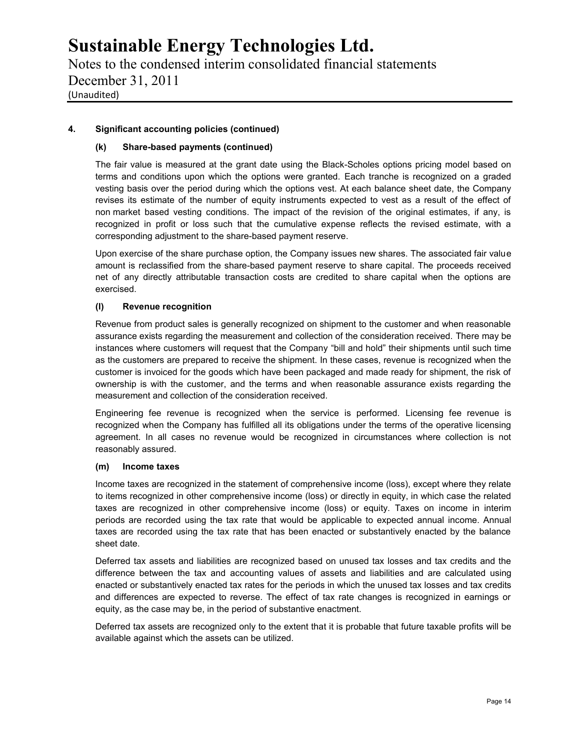## 4. Significant accounting policies (continued)

### (k) Share-based payments (continued)

The fair value is measured at the grant date using the Black-Scholes options pricing model based on terms and conditions upon which the options were granted. Each tranche is recognized on a graded vesting basis over the period during which the options vest. At each balance sheet date, the Company revises its estimate of the number of equity instruments expected to vest as a result of the effect of non market based vesting conditions. The impact of the revision of the original estimates, if any, is recognized in profit or loss such that the cumulative expense reflects the revised estimate, with a corresponding adjustment to the share-based payment reserve.

Upon exercise of the share purchase option, the Company issues new shares. The associated fair value amount is reclassified from the share-based payment reserve to share capital. The proceeds received net of any directly attributable transaction costs are credited to share capital when the options are exercised.

### (l) Revenue recognition

Revenue from product sales is generally recognized on shipment to the customer and when reasonable assurance exists regarding the measurement and collection of the consideration received. There may be instances where customers will request that the Company "bill and hold" their shipments until such time as the customers are prepared to receive the shipment. In these cases, revenue is recognized when the customer is invoiced for the goods which have been packaged and made ready for shipment, the risk of ownership is with the customer, and the terms and when reasonable assurance exists regarding the measurement and collection of the consideration received.

Engineering fee revenue is recognized when the service is performed. Licensing fee revenue is recognized when the Company has fulfilled all its obligations under the terms of the operative licensing agreement. In all cases no revenue would be recognized in circumstances where collection is not reasonably assured.

### (m) Income taxes

Income taxes are recognized in the statement of comprehensive income (loss), except where they relate to items recognized in other comprehensive income (loss) or directly in equity, in which case the related taxes are recognized in other comprehensive income (loss) or equity. Taxes on income in interim periods are recorded using the tax rate that would be applicable to expected annual income. Annual taxes are recorded using the tax rate that has been enacted or substantively enacted by the balance sheet date.

Deferred tax assets and liabilities are recognized based on unused tax losses and tax credits and the difference between the tax and accounting values of assets and liabilities and are calculated using enacted or substantively enacted tax rates for the periods in which the unused tax losses and tax credits and differences are expected to reverse. The effect of tax rate changes is recognized in earnings or equity, as the case may be, in the period of substantive enactment.

Deferred tax assets are recognized only to the extent that it is probable that future taxable profits will be available against which the assets can be utilized.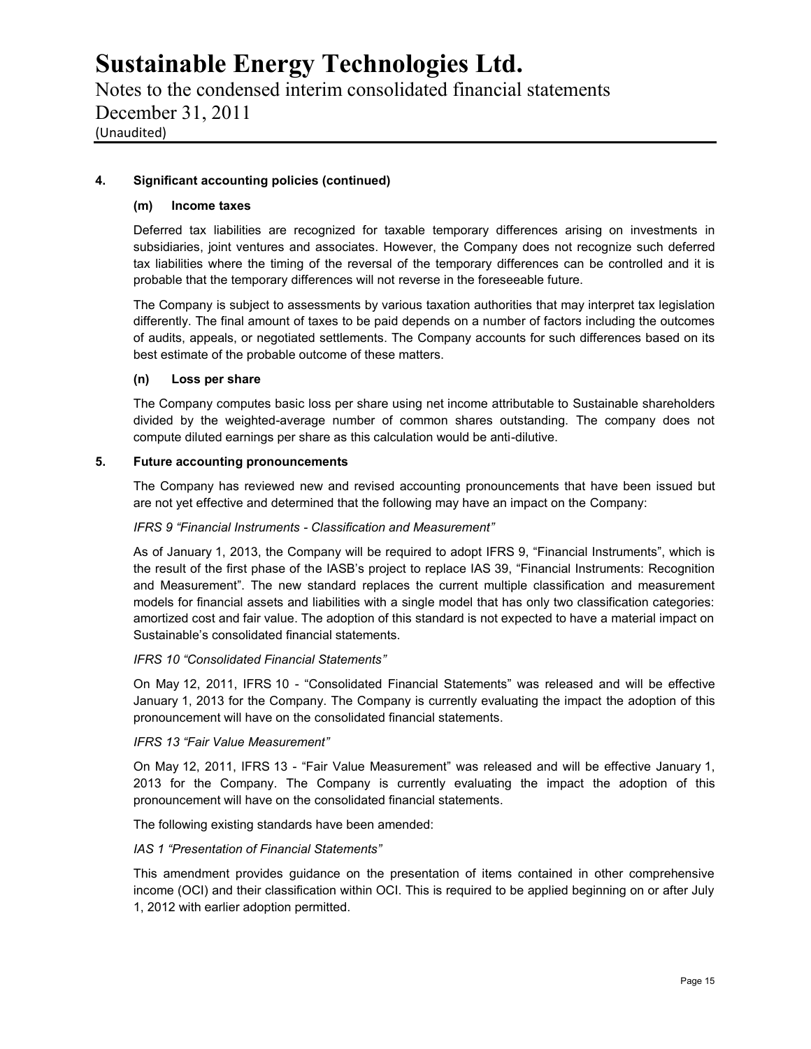## 4. Significant accounting policies (continued)

### (m) Income taxes

Deferred tax liabilities are recognized for taxable temporary differences arising on investments in subsidiaries, joint ventures and associates. However, the Company does not recognize such deferred tax liabilities where the timing of the reversal of the temporary differences can be controlled and it is probable that the temporary differences will not reverse in the foreseeable future.

The Company is subject to assessments by various taxation authorities that may interpret tax legislation differently. The final amount of taxes to be paid depends on a number of factors including the outcomes of audits, appeals, or negotiated settlements. The Company accounts for such differences based on its best estimate of the probable outcome of these matters.

### (n) Loss per share

The Company computes basic loss per share using net income attributable to Sustainable shareholders divided by the weighted-average number of common shares outstanding. The company does not compute diluted earnings per share as this calculation would be anti-dilutive.

## 5. Future accounting pronouncements

The Company has reviewed new and revised accounting pronouncements that have been issued but are not yet effective and determined that the following may have an impact on the Company:

*IFRS 9 "Financial Instruments - Classification and Measurement"*

As of January 1, 2013, the Company will be required to adopt IFRS 9, "Financial Instruments", which is the result of the first phase of the IASB's project to replace IAS 39, "Financial Instruments: Recognition and Measurement". The new standard replaces the current multiple classification and measurement models for financial assets and liabilities with a single model that has only two classification categories: amortized cost and fair value. The adoption of this standard is not expected to have a material impact on Sustainable's consolidated financial statements.

*IFRS 10 "Consolidated Financial Statements"*

On May 12, 2011, IFRS 10 - "Consolidated Financial Statements" was released and will be effective January 1, 2013 for the Company. The Company is currently evaluating the impact the adoption of this pronouncement will have on the consolidated financial statements.

*IFRS 13 "Fair Value Measurement"*

On May 12, 2011, IFRS 13 - "Fair Value Measurement" was released and will be effective January 1, 2013 for the Company. The Company is currently evaluating the impact the adoption of this pronouncement will have on the consolidated financial statements.

The following existing standards have been amended:

*IAS 1 "Presentation of Financial Statements"*

This amendment provides guidance on the presentation of items contained in other comprehensive income (OCI) and their classification within OCI. This is required to be applied beginning on or after July 1, 2012 with earlier adoption permitted.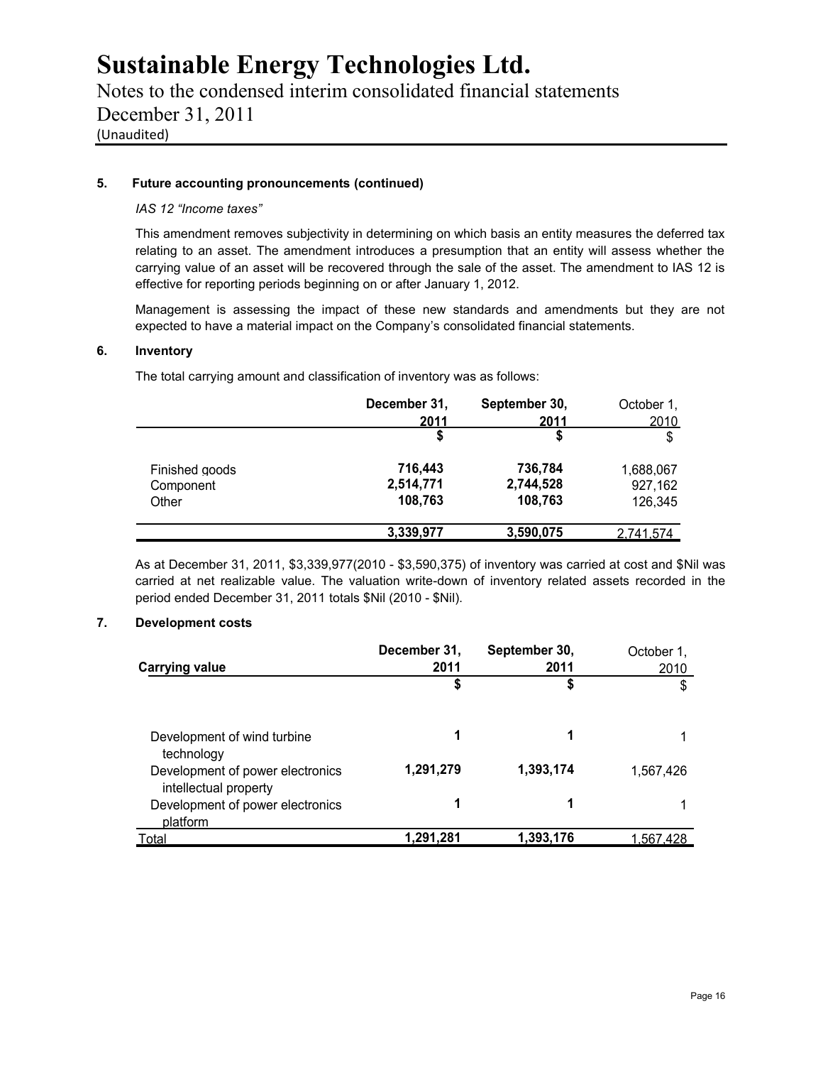## 5. Future accounting pronouncements (continued)

*IAS 12 "Income taxes"*

This amendment removes subjectivity in determining on which basis an entity measures the deferred tax relating to an asset. The amendment introduces a presumption that an entity will assess whether the carrying value of an asset will be recovered through the sale of the asset. The amendment to IAS 12 is effective for reporting periods beginning on or after January 1, 2012.

Management is assessing the impact of these new standards and amendments but they are not expected to have a material impact on the Company's consolidated financial statements.

## 6. Inventory

The total carrying amount and classification of inventory was as follows:

| | December 31, 2011 | September 30, 2011 | October 1, 2010 |
|---|---|---|---|
| | $ | $ | $ |
| Finished goods | 716,443 | 736,784 | 1,688,067 |
| Component | 2,514,771 | 2,744,528 | 927,162 |
| Other | 108,763 | 108,763 | 126,345 |
| | 3,339,977 | 3,590,075 | 2,741,574 |

As at December 31, 2011, $3,339,977(2010 - $3,590,375) of inventory was carried at cost and $Nil was carried at net realizable value. The valuation write-down of inventory related assets recorded in the period ended December 31, 2011 totals $Nil (2010 - $Nil).

## 7. Development costs

| Carrying value | December 31, 2011 | September 30, 2011 | October 1, 2010 |
|---|---|---|---|
| | $ | $ | $ |
| Development of wind turbine technology | 1 | 1 | 1 |
| Development of power electronics intellectual property | 1,291,279 | 1,393,174 | 1,567,426 |
| Development of power electronics platform | 1 | 1 | 1 |
| Total | 1,291,281 | 1,393,176 | 1,567,428 |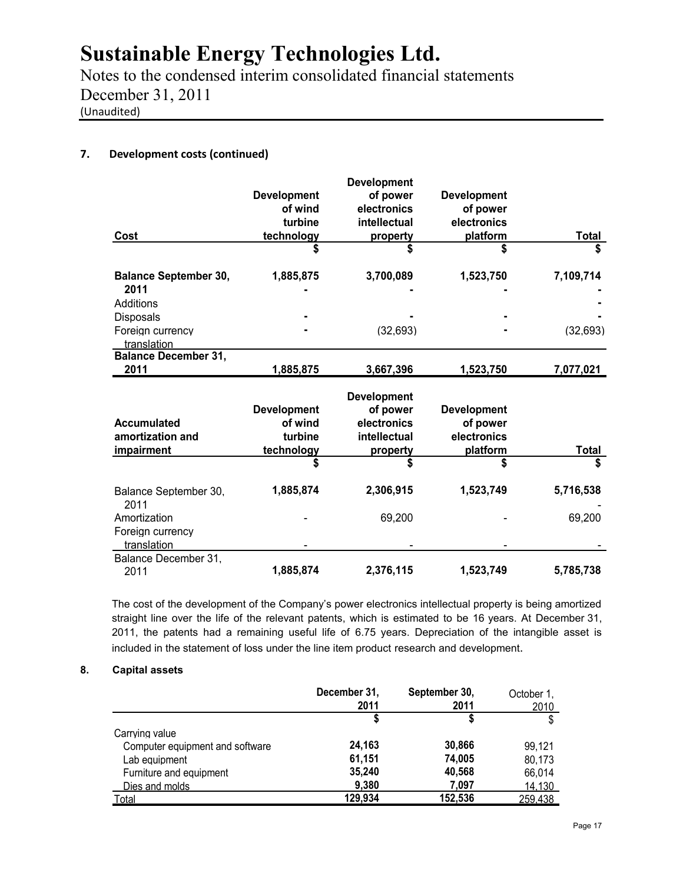## 7. Development costs (continued)

| Cost | Development of wind turbine technology | Development of power electronics intellectual property | Development of power electronics platform | Total |
|---|---|---|---|---|
| | $ | $ | $ | $ |
| **Balance September 30, 2011** | **1,885,875** | **3,700,089** | **1,523,750** | **7,109,714** |
| Additions | - | - | - | - |
| Disposals | - | - | - | - |
| Foreign currency translation | - | (32,693) | - | (32,693) |
| **Balance December 31, 2011** | **1,885,875** | **3,667,396** | **1,523,750** | **7,077,021** |

| Accumulated amortization and impairment | Development of wind turbine technology | Development of power electronics intellectual property | Development of power electronics platform | Total |
|---|---|---|---|---|
| | $ | $ | $ | $ |
| Balance September 30, 2011 | **1,885,874** | **2,306,915** | **1,523,749** | **5,716,538** |
| Amortization | - | 69,200 | - | 69,200 |
| Foreign currency translation | - | - | - | - |
| Balance December 31, 2011 | **1,885,874** | **2,376,115** | **1,523,749** | **5,785,738** |

The cost of the development of the Company's power electronics intellectual property is being amortized straight line over the life of the relevant patents, which is estimated to be 16 years. At December 31, 2011, the patents had a remaining useful life of 6.75 years. Depreciation of the intangible asset is included in the statement of loss under the line item product research and development.

## 8. Capital assets

| | December 31, 2011 | September 30, 2011 | October 1, 2010 |
|---|---|---|---|
| | $ | $ | $ |
| Carrying value | | | |
| Computer equipment and software | **24,163** | **30,866** | 99,121 |
| Lab equipment | **61,151** | **74,005** | 80,173 |
| Furniture and equipment | **35,240** | **40,568** | 66,014 |
| Dies and molds | **9,380** | **7,097** | 14,130 |
| Total | **129,934** | **152,536** | 259,438 |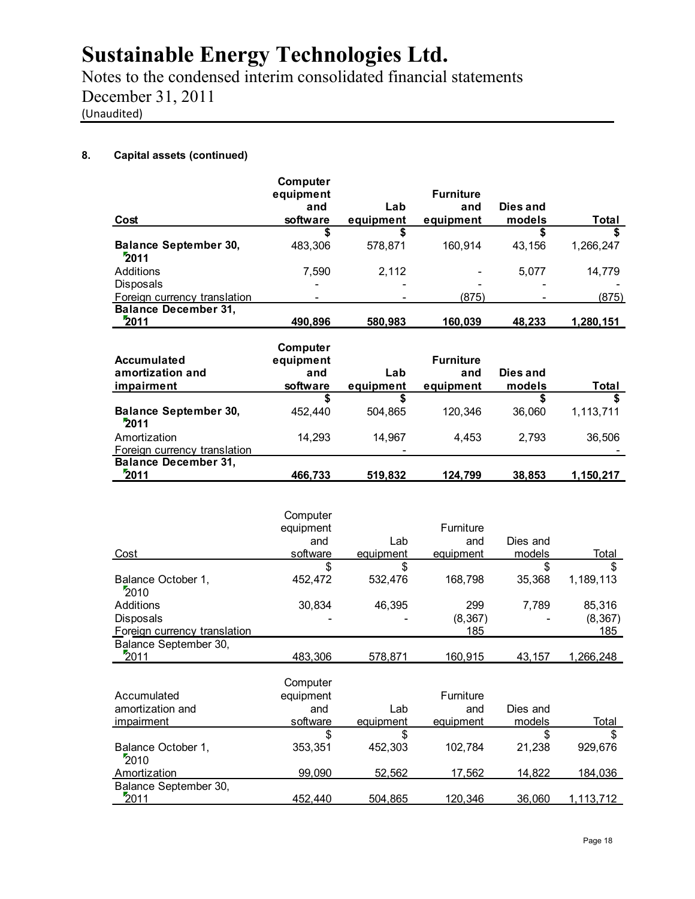# Sustainable Energy Technologies Ltd.

Notes to the condensed interim consolidated financial statements
December 31, 2011
(Unaudited)

### 8. Capital assets (continued)

| **Cost** | **Computer equipment and software** | **Lab equipment** | **Furniture and equipment** | **Dies and models** | **Total** |
|---|---|---|---|---|---|
| | **$** | **$** | | **$** | **$** |
| **Balance September 30, 2011** | 483,306 | 578,871 | 160,914 | 43,156 | 1,266,247 |
| Additions | 7,590 | 2,112 | - | 5,077 | 14,779 |
| Disposals | - | - | - | - | - |
| Foreign currency translation | - | - | (875) | - | (875) |
| **Balance December 31, 2011** | **490,896** | **580,983** | **160,039** | **48,233** | **1,280,151** |

| **Accumulated amortization and impairment** | **Computer equipment and software** | **Lab equipment** | **Furniture and equipment** | **Dies and models** | **Total** |
|---|---|---|---|---|---|
| | **$** | **$** | | **$** | **$** |
| **Balance September 30, 2011** | 452,440 | 504,865 | 120,346 | 36,060 | 1,113,711 |
| Amortization | 14,293 | 14,967 | 4,453 | 2,793 | 36,506 |
| Foreign currency translation | | - | | | - |
| **Balance December 31, 2011** | **466,733** | **519,832** | **124,799** | **38,853** | **1,150,217** |

| Cost | Computer equipment and software | Lab equipment | Furniture and equipment | Dies and models | Total |
|---|---|---|---|---|---|
| | $ | $ | | $ | $ |
| Balance October 1, 2010 | 452,472 | 532,476 | 168,798 | 35,368 | 1,189,113 |
| Additions | 30,834 | 46,395 | 299 | 7,789 | 85,316 |
| Disposals | - | - | (8,367) | - | (8,367) |
| Foreign currency translation | | | 185 | | 185 |
| Balance September 30, 2011 | 483,306 | 578,871 | 160,915 | 43,157 | 1,266,248 |

| Accumulated amortization and impairment | Computer equipment and software | Lab equipment | Furniture and equipment | Dies and models | Total |
|---|---|---|---|---|---|
| | $ | $ | | $ | $ |
| Balance October 1, 2010 | 353,351 | 452,303 | 102,784 | 21,238 | 929,676 |
| Amortization | 99,090 | 52,562 | 17,562 | 14,822 | 184,036 |
| Balance September 30, 2011 | 452,440 | 504,865 | 120,346 | 36,060 | 1,113,712 |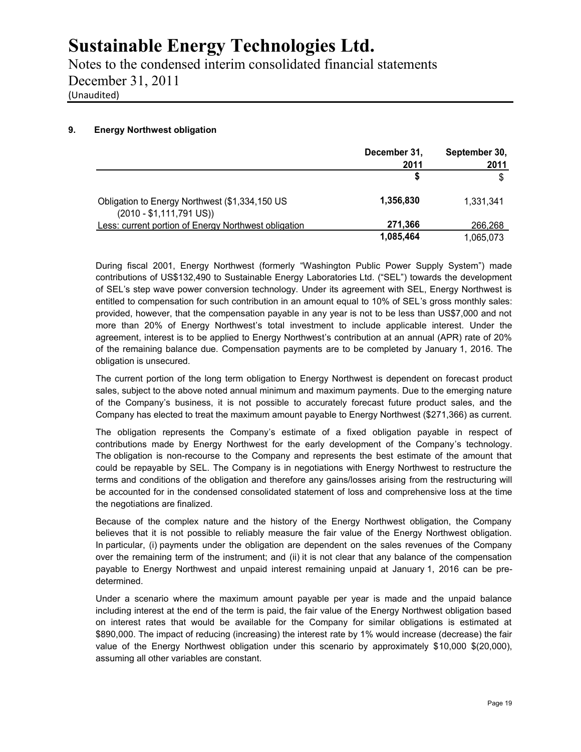### 9. Energy Northwest obligation

| | December 31, 2011 | September 30, 2011 |
|---|---|---|
| | **$** | $ |
| Obligation to Energy Northwest ($1,334,150 US (2010 - $1,111,791 US)) | **1,356,830** | 1,331,341 |
| Less: current portion of Energy Northwest obligation | **271,366** | 266,268 |
| | **1,085,464** | 1,065,073 |

During fiscal 2001, Energy Northwest (formerly "Washington Public Power Supply System") made contributions of US$132,490 to Sustainable Energy Laboratories Ltd. ("SEL") towards the development of SEL's step wave power conversion technology. Under its agreement with SEL, Energy Northwest is entitled to compensation for such contribution in an amount equal to 10% of SEL's gross monthly sales: provided, however, that the compensation payable in any year is not to be less than US$7,000 and not more than 20% of Energy Northwest's total investment to include applicable interest. Under the agreement, interest is to be applied to Energy Northwest's contribution at an annual (APR) rate of 20% of the remaining balance due. Compensation payments are to be completed by January 1, 2016. The obligation is unsecured.

The current portion of the long term obligation to Energy Northwest is dependent on forecast product sales, subject to the above noted annual minimum and maximum payments. Due to the emerging nature of the Company's business, it is not possible to accurately forecast future product sales, and the Company has elected to treat the maximum amount payable to Energy Northwest ($271,366) as current.

The obligation represents the Company's estimate of a fixed obligation payable in respect of contributions made by Energy Northwest for the early development of the Company's technology. The obligation is non-recourse to the Company and represents the best estimate of the amount that could be repayable by SEL. The Company is in negotiations with Energy Northwest to restructure the terms and conditions of the obligation and therefore any gains/losses arising from the restructuring will be accounted for in the condensed consolidated statement of loss and comprehensive loss at the time the negotiations are finalized.

Because of the complex nature and the history of the Energy Northwest obligation, the Company believes that it is not possible to reliably measure the fair value of the Energy Northwest obligation. In particular, (i) payments under the obligation are dependent on the sales revenues of the Company over the remaining term of the instrument; and (ii) it is not clear that any balance of the compensation payable to Energy Northwest and unpaid interest remaining unpaid at January 1, 2016 can be pre-determined.

Under a scenario where the maximum amount payable per year is made and the unpaid balance including interest at the end of the term is paid, the fair value of the Energy Northwest obligation based on interest rates that would be available for the Company for similar obligations is estimated at $890,000. The impact of reducing (increasing) the interest rate by 1% would increase (decrease) the fair value of the Energy Northwest obligation under this scenario by approximately $10,000 $(20,000), assuming all other variables are constant.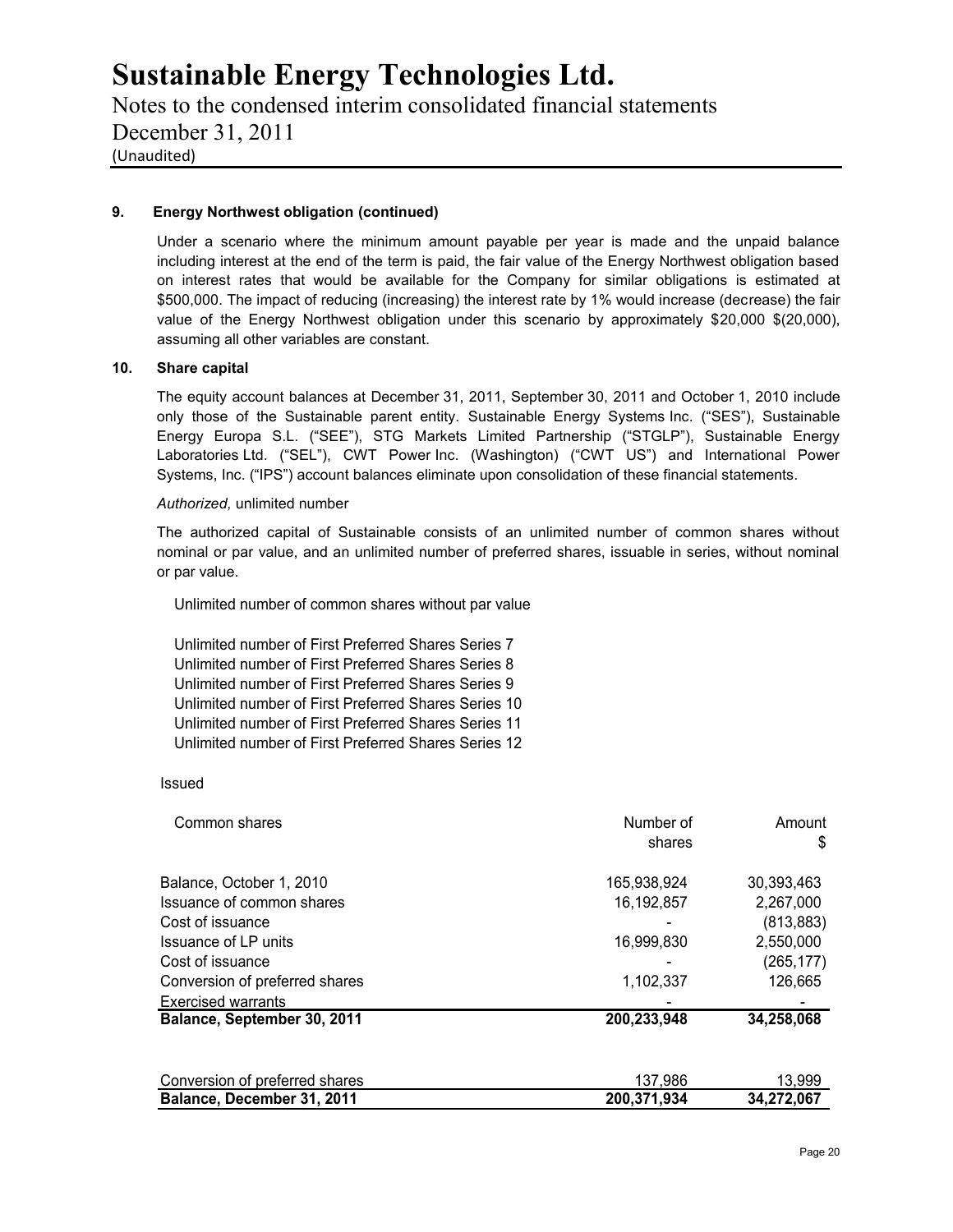### 9. Energy Northwest obligation (continued)

Under a scenario where the minimum amount payable per year is made and the unpaid balance including interest at the end of the term is paid, the fair value of the Energy Northwest obligation based on interest rates that would be available for the Company for similar obligations is estimated at $500,000. The impact of reducing (increasing) the interest rate by 1% would increase (decrease) the fair value of the Energy Northwest obligation under this scenario by approximately $20,000 $(20,000), assuming all other variables are constant.

### 10. Share capital

The equity account balances at December 31, 2011, September 30, 2011 and October 1, 2010 include only those of the Sustainable parent entity. Sustainable Energy Systems Inc. ("SES"), Sustainable Energy Europa S.L. ("SEE"), STG Markets Limited Partnership ("STGLP"), Sustainable Energy Laboratories Ltd. ("SEL"), CWT Power Inc. (Washington) ("CWT US") and International Power Systems, Inc. ("IPS") account balances eliminate upon consolidation of these financial statements.

*Authorized,* unlimited number

The authorized capital of Sustainable consists of an unlimited number of common shares without nominal or par value, and an unlimited number of preferred shares, issuable in series, without nominal or par value.

Unlimited number of common shares without par value

Unlimited number of First Preferred Shares Series 7
Unlimited number of First Preferred Shares Series 8
Unlimited number of First Preferred Shares Series 9
Unlimited number of First Preferred Shares Series 10
Unlimited number of First Preferred Shares Series 11
Unlimited number of First Preferred Shares Series 12

Issued

| Common shares | Number of shares | Amount $ |
|---|---|---|
| Balance, October 1, 2010 | 165,938,924 | 30,393,463 |
| Issuance of common shares | 16,192,857 | 2,267,000 |
| Cost of issuance | - | (813,883) |
| Issuance of LP units | 16,999,830 | 2,550,000 |
| Cost of issuance | - | (265,177) |
| Conversion of preferred shares | 1,102,337 | 126,665 |
| Exercised warrants | - | - |
| **Balance, September 30, 2011** | **200,233,948** | **34,258,068** |
| Conversion of preferred shares | 137,986 | 13,999 |
| **Balance, December 31, 2011** | **200,371,934** | **34,272,067** |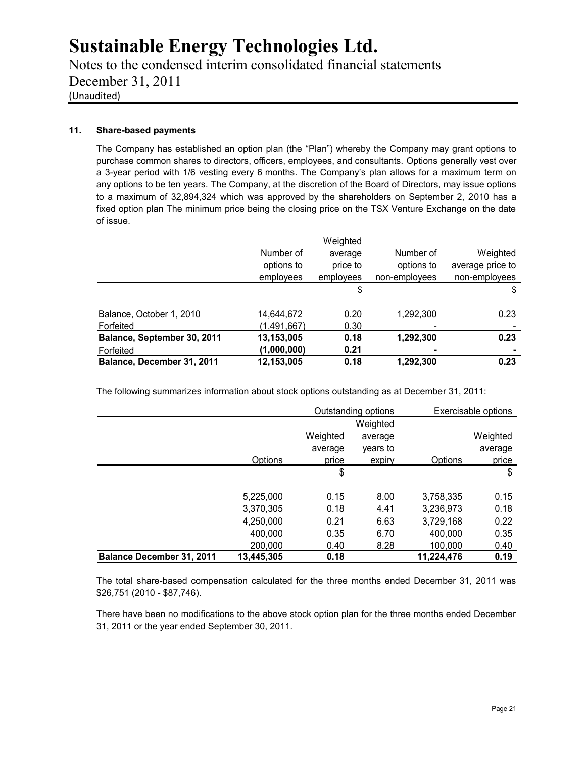# Sustainable Energy Technologies Ltd.

Notes to the condensed interim consolidated financial statements
December 31, 2011
(Unaudited)

### 11. Share-based payments

The Company has established an option plan (the "Plan") whereby the Company may grant options to purchase common shares to directors, officers, employees, and consultants. Options generally vest over a 3-year period with 1/6 vesting every 6 months. The Company's plan allows for a maximum term on any options to be ten years. The Company, at the discretion of the Board of Directors, may issue options to a maximum of 32,894,324 which was approved by the shareholders on September 2, 2010 has a fixed option plan The minimum price being the closing price on the TSX Venture Exchange on the date of issue.

| | Number of options to employees | Weighted average price to employees | Number of options to non-employees | Weighted average price to non-employees |
|---|---|---|---|---|
| | | $ | | $ |
| Balance, October 1, 2010 | 14,644,672 | 0.20 | 1,292,300 | 0.23 |
| Forfeited | (1,491,667) | 0.30 | - | - |
| **Balance, September 30, 2011** | **13,153,005** | **0.18** | **1,292,300** | **0.23** |
| Forfeited | **(1,000,000)** | **0.21** | **-** | **-** |
| **Balance, December 31, 2011** | **12,153,005** | **0.18** | **1,292,300** | **0.23** |

The following summarizes information about stock options outstanding as at December 31, 2011:

| | Outstanding options | | | Exercisable options | |
|---|---|---|---|---|---|
| | Options | Weighted average price | Weighted average years to expiry | Options | Weighted average price |
| | | $ | | | $ |
| | 5,225,000 | 0.15 | 8.00 | 3,758,335 | 0.15 |
| | 3,370,305 | 0.18 | 4.41 | 3,236,973 | 0.18 |
| | 4,250,000 | 0.21 | 6.63 | 3,729,168 | 0.22 |
| | 400,000 | 0.35 | 6.70 | 400,000 | 0.35 |
| | 200,000 | 0.40 | 8.28 | 100,000 | 0.40 |
| **Balance December 31, 2011** | **13,445,305** | **0.18** | | **11,224,476** | **0.19** |

The total share-based compensation calculated for the three months ended December 31, 2011 was $26,751 (2010 - $87,746).

There have been no modifications to the above stock option plan for the three months ended December 31, 2011 or the year ended September 30, 2011.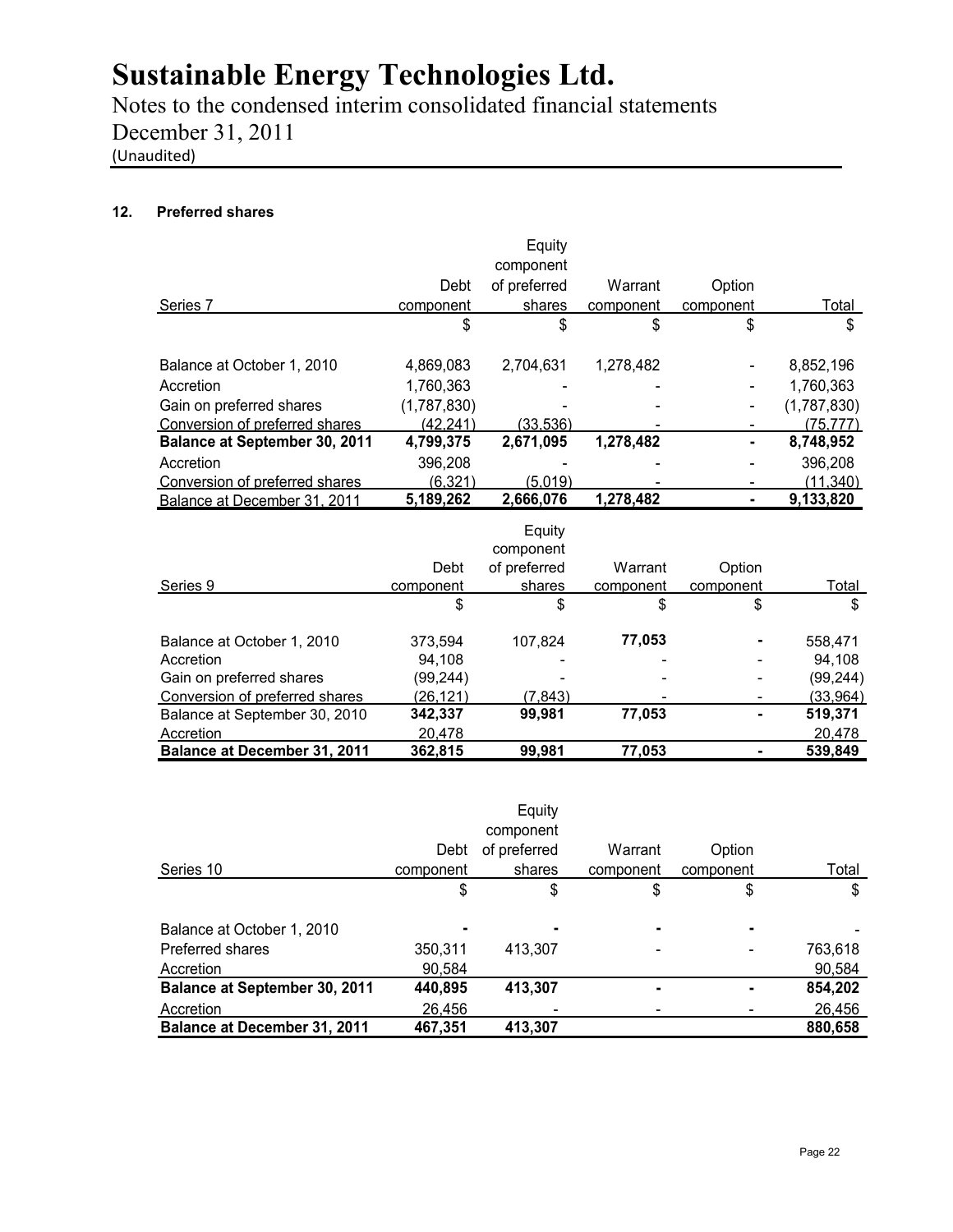# Sustainable Energy Technologies Ltd.

Notes to the condensed interim consolidated financial statements
December 31, 2011
(Unaudited)

## 12. Preferred shares

| Series 7 | Debt component | Equity component of preferred shares | Warrant component | Option component | Total |
|---|---|---|---|---|---|
| | $ | $ | $ | $ | $ |
| Balance at October 1, 2010 | 4,869,083 | 2,704,631 | 1,278,482 | - | 8,852,196 |
| Accretion | 1,760,363 | - | - | - | 1,760,363 |
| Gain on preferred shares | (1,787,830) | - | - | - | (1,787,830) |
| Conversion of preferred shares | (42,241) | (33,536) | - | - | (75,777) |
| **Balance at September 30, 2011** | **4,799,375** | **2,671,095** | **1,278,482** | **-** | **8,748,952** |
| Accretion | 396,208 | - | - | - | 396,208 |
| Conversion of preferred shares | (6,321) | (5,019) | - | - | (11,340) |
| Balance at December 31, 2011 | **5,189,262** | **2,666,076** | **1,278,482** | **-** | **9,133,820** |

| Series 9 | Debt component | Equity component of preferred shares | Warrant component | Option component | Total |
|---|---|---|---|---|---|
| | $ | $ | $ | $ | $ |
| Balance at October 1, 2010 | 373,594 | 107,824 | **77,053** | **-** | 558,471 |
| Accretion | 94,108 | - | - | - | 94,108 |
| Gain on preferred shares | (99,244) | - | - | - | (99,244) |
| Conversion of preferred shares | (26,121) | (7,843) | - | - | (33,964) |
| Balance at September 30, 2010 | **342,337** | **99,981** | **77,053** | **-** | **519,371** |
| Accretion | 20,478 | | | | 20,478 |
| **Balance at December 31, 2011** | **362,815** | **99,981** | **77,053** | **-** | **539,849** |

| Series 10 | Debt component | Equity component of preferred shares | Warrant component | Option component | Total |
|---|---|---|---|---|---|
| | $ | $ | $ | $ | $ |
| Balance at October 1, 2010 | **-** | **-** | **-** | **-** | - |
| Preferred shares | 350,311 | 413,307 | - | - | 763,618 |
| Accretion | 90,584 | | | | 90,584 |
| **Balance at September 30, 2011** | **440,895** | **413,307** | **-** | **-** | **854,202** |
| Accretion | 26,456 | - | - | - | 26,456 |
| **Balance at December 31, 2011** | **467,351** | **413,307** | | | **880,658** |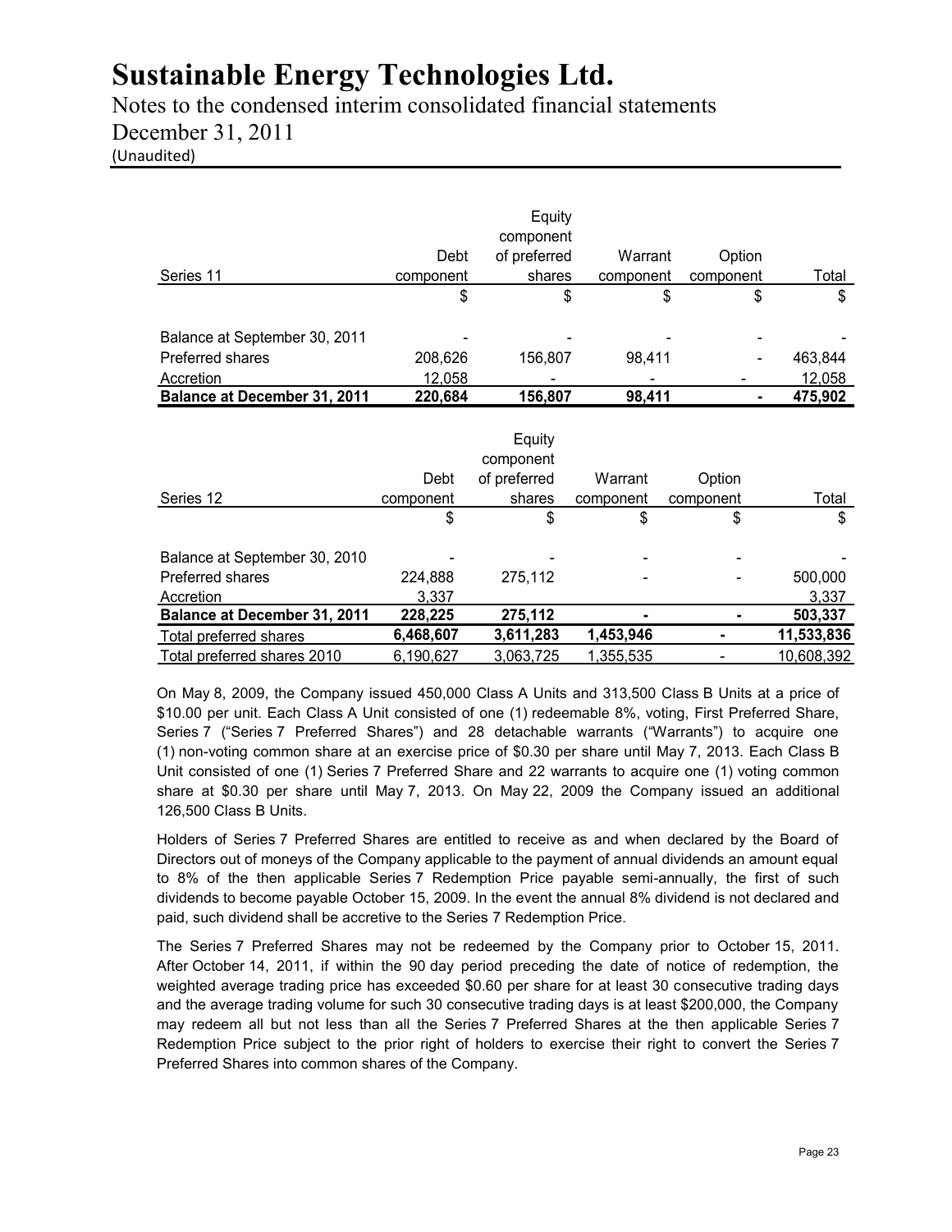| Series 11 | Debt component | Equity component of preferred shares | Warrant component | Option component | Total |
|---|---|---|---|---|---|
| | $ | $ | $ | $ | $ |
| Balance at September 30, 2011 | - | - | - | - | - |
| Preferred shares | 208,626 | 156,807 | 98,411 | - | 463,844 |
| Accretion | 12,058 | - | - | - | 12,058 |
| **Balance at December 31, 2011** | **220,684** | **156,807** | **98,411** | **-** | **475,902** |

| Series 12 | Debt component | Equity component of preferred shares | Warrant component | Option component | Total |
|---|---|---|---|---|---|
| | $ | $ | $ | $ | $ |
| Balance at September 30, 2010 | - | - | - | - | - |
| Preferred shares | 224,888 | 275,112 | - | - | 500,000 |
| Accretion | 3,337 | | | | 3,337 |
| **Balance at December 31, 2011** | **228,225** | **275,112** | **-** | **-** | **503,337** |
| Total preferred shares | **6,468,607** | **3,611,283** | **1,453,946** | **-** | **11,533,836** |
| Total preferred shares 2010 | 6,190,627 | 3,063,725 | 1,355,535 | - | 10,608,392 |

On May 8, 2009, the Company issued 450,000 Class A Units and 313,500 Class B Units at a price of \$10.00 per unit. Each Class A Unit consisted of one (1) redeemable 8%, voting, First Preferred Share, Series 7 ("Series 7 Preferred Shares") and 28 detachable warrants ("Warrants") to acquire one (1) non-voting common share at an exercise price of \$0.30 per share until May 7, 2013. Each Class B Unit consisted of one (1) Series 7 Preferred Share and 22 warrants to acquire one (1) voting common share at \$0.30 per share until May 7, 2013. On May 22, 2009 the Company issued an additional 126,500 Class B Units.

Holders of Series 7 Preferred Shares are entitled to receive as and when declared by the Board of Directors out of moneys of the Company applicable to the payment of annual dividends an amount equal to 8% of the then applicable Series 7 Redemption Price payable semi-annually, the first of such dividends to become payable October 15, 2009. In the event the annual 8% dividend is not declared and paid, such dividend shall be accretive to the Series 7 Redemption Price.

The Series 7 Preferred Shares may not be redeemed by the Company prior to October 15, 2011. After October 14, 2011, if within the 90 day period preceding the date of notice of redemption, the weighted average trading price has exceeded \$0.60 per share for at least 30 consecutive trading days and the average trading volume for such 30 consecutive trading days is at least \$200,000, the Company may redeem all but not less than all the Series 7 Preferred Shares at the then applicable Series 7 Redemption Price subject to the prior right of holders to exercise their right to convert the Series 7 Preferred Shares into common shares of the Company.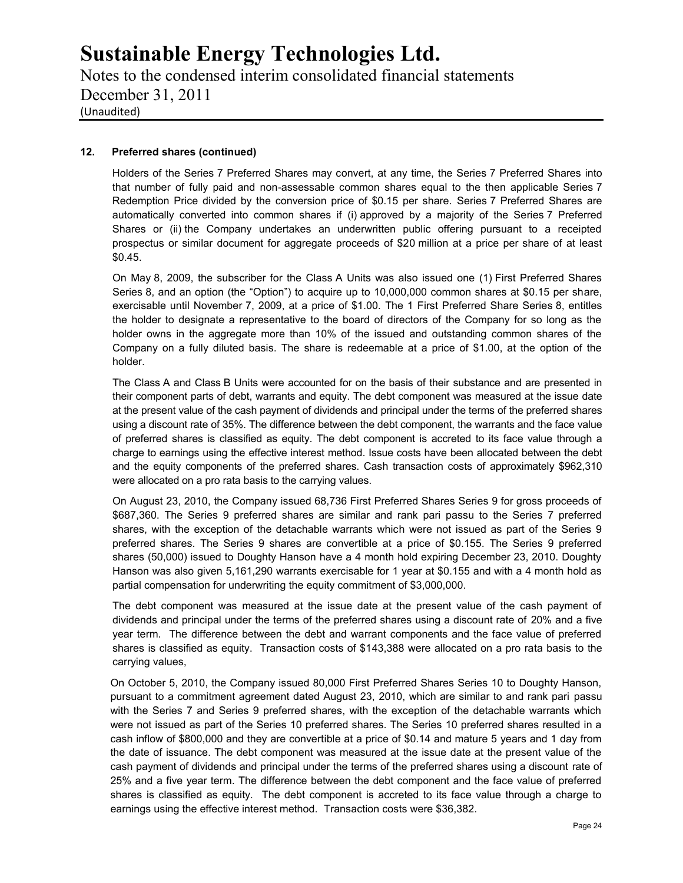### 12. Preferred shares (continued)

Holders of the Series 7 Preferred Shares may convert, at any time, the Series 7 Preferred Shares into that number of fully paid and non-assessable common shares equal to the then applicable Series 7 Redemption Price divided by the conversion price of $0.15 per share. Series 7 Preferred Shares are automatically converted into common shares if (i) approved by a majority of the Series 7 Preferred Shares or (ii) the Company undertakes an underwritten public offering pursuant to a receipted prospectus or similar document for aggregate proceeds of $20 million at a price per share of at least $0.45.

On May 8, 2009, the subscriber for the Class A Units was also issued one (1) First Preferred Shares Series 8, and an option (the "Option") to acquire up to 10,000,000 common shares at $0.15 per share, exercisable until November 7, 2009, at a price of $1.00. The 1 First Preferred Share Series 8, entitles the holder to designate a representative to the board of directors of the Company for so long as the holder owns in the aggregate more than 10% of the issued and outstanding common shares of the Company on a fully diluted basis. The share is redeemable at a price of $1.00, at the option of the holder.

The Class A and Class B Units were accounted for on the basis of their substance and are presented in their component parts of debt, warrants and equity. The debt component was measured at the issue date at the present value of the cash payment of dividends and principal under the terms of the preferred shares using a discount rate of 35%. The difference between the debt component, the warrants and the face value of preferred shares is classified as equity. The debt component is accreted to its face value through a charge to earnings using the effective interest method. Issue costs have been allocated between the debt and the equity components of the preferred shares. Cash transaction costs of approximately $962,310 were allocated on a pro rata basis to the carrying values.

On August 23, 2010, the Company issued 68,736 First Preferred Shares Series 9 for gross proceeds of $687,360. The Series 9 preferred shares are similar and rank pari passu to the Series 7 preferred shares, with the exception of the detachable warrants which were not issued as part of the Series 9 preferred shares. The Series 9 shares are convertible at a price of $0.155. The Series 9 preferred shares (50,000) issued to Doughty Hanson have a 4 month hold expiring December 23, 2010. Doughty Hanson was also given 5,161,290 warrants exercisable for 1 year at $0.155 and with a 4 month hold as partial compensation for underwriting the equity commitment of $3,000,000.

The debt component was measured at the issue date at the present value of the cash payment of dividends and principal under the terms of the preferred shares using a discount rate of 20% and a five year term. The difference between the debt and warrant components and the face value of preferred shares is classified as equity. Transaction costs of $143,388 were allocated on a pro rata basis to the carrying values,

On October 5, 2010, the Company issued 80,000 First Preferred Shares Series 10 to Doughty Hanson, pursuant to a commitment agreement dated August 23, 2010, which are similar to and rank pari passu with the Series 7 and Series 9 preferred shares, with the exception of the detachable warrants which were not issued as part of the Series 10 preferred shares. The Series 10 preferred shares resulted in a cash inflow of $800,000 and they are convertible at a price of $0.14 and mature 5 years and 1 day from the date of issuance. The debt component was measured at the issue date at the present value of the cash payment of dividends and principal under the terms of the preferred shares using a discount rate of 25% and a five year term. The difference between the debt component and the face value of preferred shares is classified as equity. The debt component is accreted to its face value through a charge to earnings using the effective interest method. Transaction costs were $36,382.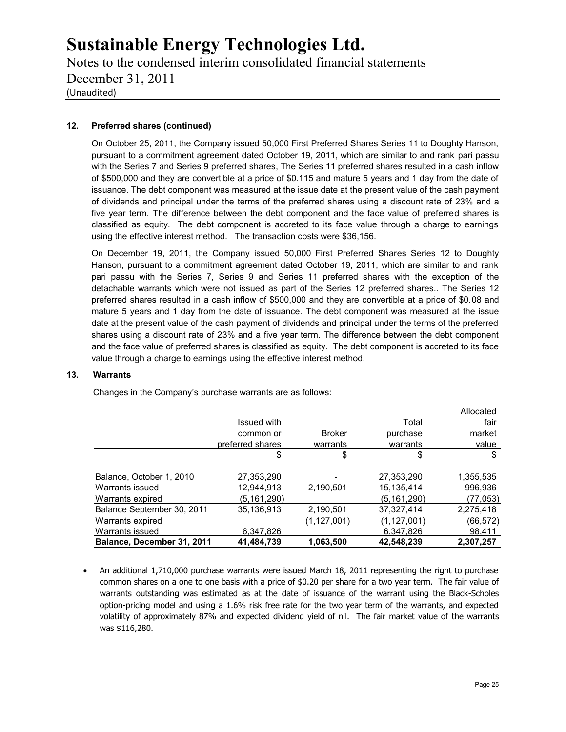**12. Preferred shares (continued)**

On October 25, 2011, the Company issued 50,000 First Preferred Shares Series 11 to Doughty Hanson, pursuant to a commitment agreement dated October 19, 2011, which are similar to and rank pari passu with the Series 7 and Series 9 preferred shares, The Series 11 preferred shares resulted in a cash inflow of $500,000 and they are convertible at a price of $0.115 and mature 5 years and 1 day from the date of issuance. The debt component was measured at the issue date at the present value of the cash payment of dividends and principal under the terms of the preferred shares using a discount rate of 23% and a five year term. The difference between the debt component and the face value of preferred shares is classified as equity. The debt component is accreted to its face value through a charge to earnings using the effective interest method. The transaction costs were $36,156.

On December 19, 2011, the Company issued 50,000 First Preferred Shares Series 12 to Doughty Hanson, pursuant to a commitment agreement dated October 19, 2011, which are similar to and rank pari passu with the Series 7, Series 9 and Series 11 preferred shares with the exception of the detachable warrants which were not issued as part of the Series 12 preferred shares.. The Series 12 preferred shares resulted in a cash inflow of $500,000 and they are convertible at a price of $0.08 and mature 5 years and 1 day from the date of issuance. The debt component was measured at the issue date at the present value of the cash payment of dividends and principal under the terms of the preferred shares using a discount rate of 23% and a five year term. The difference between the debt component and the face value of preferred shares is classified as equity. The debt component is accreted to its face value through a charge to earnings using the effective interest method.

**13. Warrants**

Changes in the Company's purchase warrants are as follows:

| | Issued with common or preferred shares | Broker warrants | Total purchase warrants | Allocated fair market value |
|---|---|---|---|---|
| | $ | $ | $ | $ |
| Balance, October 1, 2010 | 27,353,290 | - | 27,353,290 | 1,355,535 |
| Warrants issued | 12,944,913 | 2,190,501 | 15,135,414 | 996,936 |
| Warrants expired | (5,161,290) | | (5,161,290) | (77,053) |
| Balance September 30, 2011 | 35,136,913 | 2,190,501 | 37,327,414 | 2,275,418 |
| Warrants expired | | (1,127,001) | (1,127,001) | (66,572) |
| Warrants issued | 6,347,826 | | 6,347,826 | 98,411 |
| **Balance, December 31, 2011** | **41,484,739** | **1,063,500** | **42,548,239** | **2,307,257** |

- An additional 1,710,000 purchase warrants were issued March 18, 2011 representing the right to purchase common shares on a one to one basis with a price of $0.20 per share for a two year term. The fair value of warrants outstanding was estimated as at the date of issuance of the warrant using the Black-Scholes option-pricing model and using a 1.6% risk free rate for the two year term of the warrants, and expected volatility of approximately 87% and expected dividend yield of nil. The fair market value of the warrants was $116,280.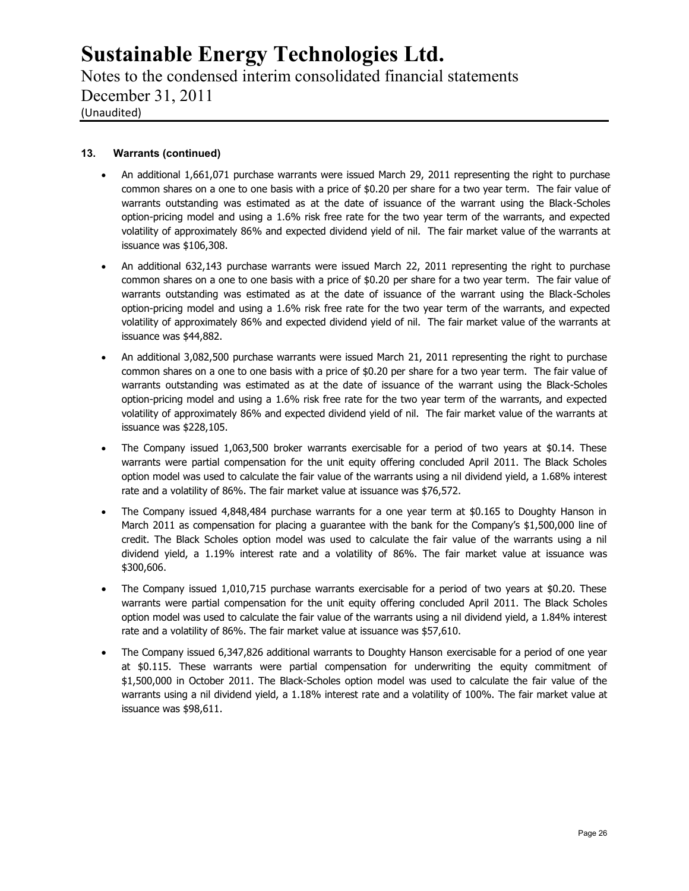**13. Warrants (continued)**

- An additional 1,661,071 purchase warrants were issued March 29, 2011 representing the right to purchase common shares on a one to one basis with a price of $0.20 per share for a two year term. The fair value of warrants outstanding was estimated as at the date of issuance of the warrant using the Black-Scholes option-pricing model and using a 1.6% risk free rate for the two year term of the warrants, and expected volatility of approximately 86% and expected dividend yield of nil. The fair market value of the warrants at issuance was $106,308.
- An additional 632,143 purchase warrants were issued March 22, 2011 representing the right to purchase common shares on a one to one basis with a price of $0.20 per share for a two year term. The fair value of warrants outstanding was estimated as at the date of issuance of the warrant using the Black-Scholes option-pricing model and using a 1.6% risk free rate for the two year term of the warrants, and expected volatility of approximately 86% and expected dividend yield of nil. The fair market value of the warrants at issuance was $44,882.
- An additional 3,082,500 purchase warrants were issued March 21, 2011 representing the right to purchase common shares on a one to one basis with a price of $0.20 per share for a two year term. The fair value of warrants outstanding was estimated as at the date of issuance of the warrant using the Black-Scholes option-pricing model and using a 1.6% risk free rate for the two year term of the warrants, and expected volatility of approximately 86% and expected dividend yield of nil. The fair market value of the warrants at issuance was $228,105.
- The Company issued 1,063,500 broker warrants exercisable for a period of two years at $0.14. These warrants were partial compensation for the unit equity offering concluded April 2011. The Black Scholes option model was used to calculate the fair value of the warrants using a nil dividend yield, a 1.68% interest rate and a volatility of 86%. The fair market value at issuance was $76,572.
- The Company issued 4,848,484 purchase warrants for a one year term at $0.165 to Doughty Hanson in March 2011 as compensation for placing a guarantee with the bank for the Company's $1,500,000 line of credit. The Black Scholes option model was used to calculate the fair value of the warrants using a nil dividend yield, a 1.19% interest rate and a volatility of 86%. The fair market value at issuance was $300,606.
- The Company issued 1,010,715 purchase warrants exercisable for a period of two years at $0.20. These warrants were partial compensation for the unit equity offering concluded April 2011. The Black Scholes option model was used to calculate the fair value of the warrants using a nil dividend yield, a 1.84% interest rate and a volatility of 86%. The fair market value at issuance was $57,610.
- The Company issued 6,347,826 additional warrants to Doughty Hanson exercisable for a period of one year at $0.115. These warrants were partial compensation for underwriting the equity commitment of $1,500,000 in October 2011. The Black-Scholes option model was used to calculate the fair value of the warrants using a nil dividend yield, a 1.18% interest rate and a volatility of 100%. The fair market value at issuance was $98,611.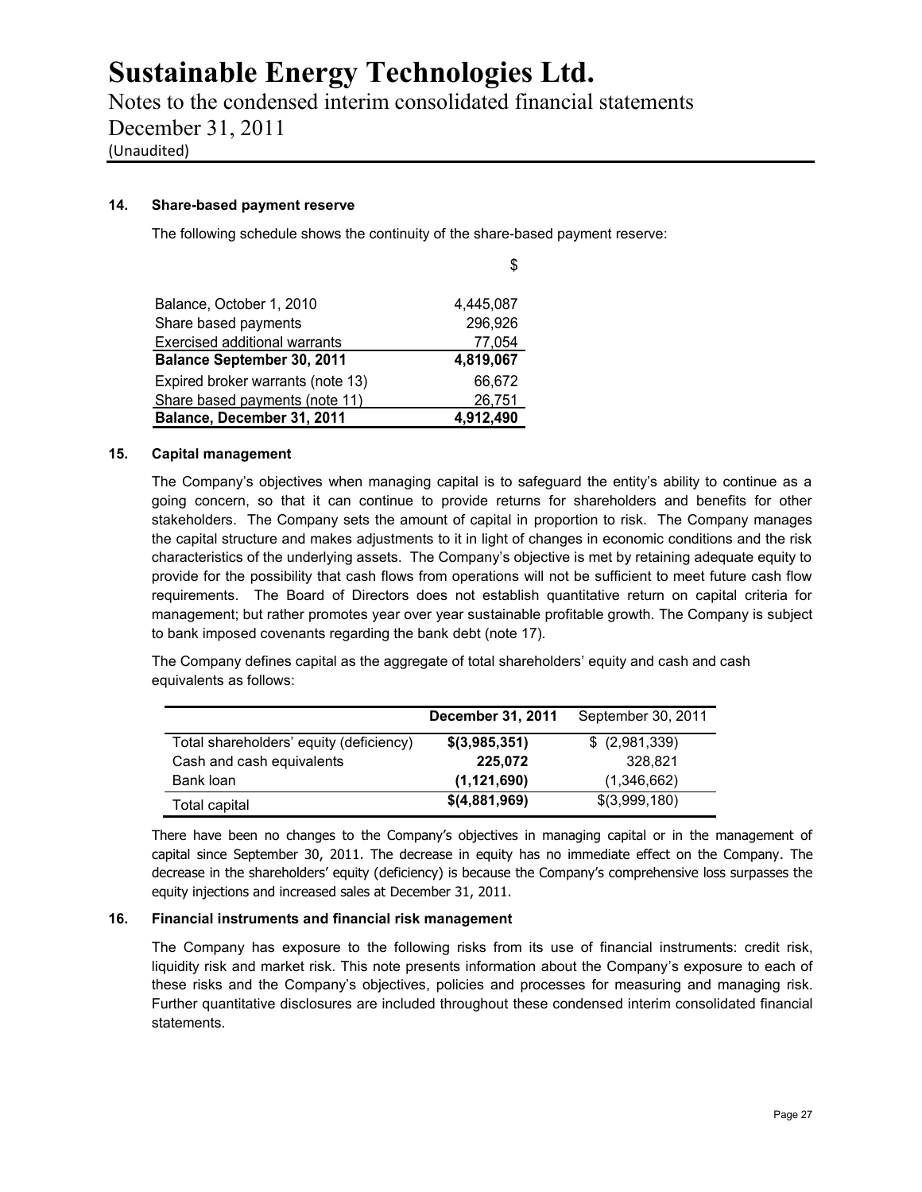### 14. Share-based payment reserve

The following schedule shows the continuity of the share-based payment reserve:

| | $ |
|---|---|
| Balance, October 1, 2010 | 4,445,087 |
| Share based payments | 296,926 |
| Exercised additional warrants | 77,054 |
| **Balance September 30, 2011** | **4,819,067** |
| Expired broker warrants (note 13) | 66,672 |
| Share based payments (note 11) | 26,751 |
| **Balance, December 31, 2011** | **4,912,490** |

### 15. Capital management

The Company's objectives when managing capital is to safeguard the entity's ability to continue as a going concern, so that it can continue to provide returns for shareholders and benefits for other stakeholders. The Company sets the amount of capital in proportion to risk. The Company manages the capital structure and makes adjustments to it in light of changes in economic conditions and the risk characteristics of the underlying assets. The Company's objective is met by retaining adequate equity to provide for the possibility that cash flows from operations will not be sufficient to meet future cash flow requirements. The Board of Directors does not establish quantitative return on capital criteria for management; but rather promotes year over year sustainable profitable growth. The Company is subject to bank imposed covenants regarding the bank debt (note 17).

The Company defines capital as the aggregate of total shareholders' equity and cash and cash equivalents as follows:

| | **December 31, 2011** | September 30, 2011 |
|---|---|---|
| Total shareholders' equity (deficiency) | **$(3,985,351)** | $ (2,981,339) |
| Cash and cash equivalents | **225,072** | 328,821 |
| Bank loan | **(1,121,690)** | (1,346,662) |
| Total capital | **$(4,881,969)** | $(3,999,180) |

There have been no changes to the Company's objectives in managing capital or in the management of capital since September 30, 2011. The decrease in equity has no immediate effect on the Company. The decrease in the shareholders' equity (deficiency) is because the Company's comprehensive loss surpasses the equity injections and increased sales at December 31, 2011.

### 16. Financial instruments and financial risk management

The Company has exposure to the following risks from its use of financial instruments: credit risk, liquidity risk and market risk. This note presents information about the Company's exposure to each of these risks and the Company's objectives, policies and processes for measuring and managing risk. Further quantitative disclosures are included throughout these condensed interim consolidated financial statements.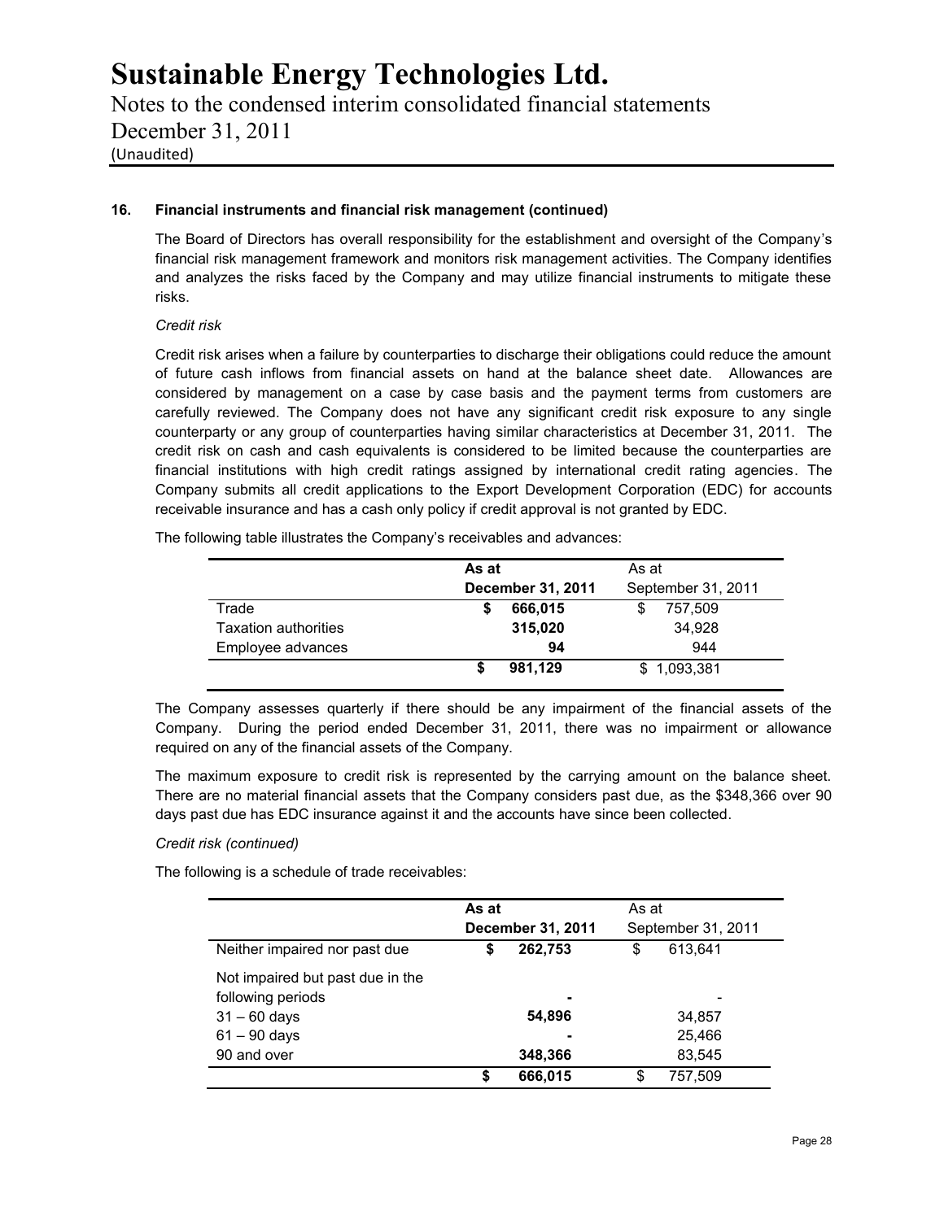**16. Financial instruments and financial risk management (continued)**

The Board of Directors has overall responsibility for the establishment and oversight of the Company's financial risk management framework and monitors risk management activities. The Company identifies and analyzes the risks faced by the Company and may utilize financial instruments to mitigate these risks.

*Credit risk*

Credit risk arises when a failure by counterparties to discharge their obligations could reduce the amount of future cash inflows from financial assets on hand at the balance sheet date. Allowances are considered by management on a case by case basis and the payment terms from customers are carefully reviewed. The Company does not have any significant credit risk exposure to any single counterparty or any group of counterparties having similar characteristics at December 31, 2011. The credit risk on cash and cash equivalents is considered to be limited because the counterparties are financial institutions with high credit ratings assigned by international credit rating agencies. The Company submits all credit applications to the Export Development Corporation (EDC) for accounts receivable insurance and has a cash only policy if credit approval is not granted by EDC.

The following table illustrates the Company's receivables and advances:

| | **As at December 31, 2011** | As at September 31, 2011 |
|---|---|---|
| Trade | **$ 666,015** | $ 757,509 |
| Taxation authorities | **315,020** | 34,928 |
| Employee advances | **94** | 944 |
| | **$ 981,129** | $ 1,093,381 |

The Company assesses quarterly if there should be any impairment of the financial assets of the Company. During the period ended December 31, 2011, there was no impairment or allowance required on any of the financial assets of the Company.

The maximum exposure to credit risk is represented by the carrying amount on the balance sheet. There are no material financial assets that the Company considers past due, as the $348,366 over 90 days past due has EDC insurance against it and the accounts have since been collected.

*Credit risk (continued)*

The following is a schedule of trade receivables:

| | **As at December 31, 2011** | As at September 31, 2011 |
|---|---|---|
| Neither impaired nor past due | **$ 262,753** | $ 613,641 |
| Not impaired but past due in the following periods | **-** | - |
| 31 – 60 days | **54,896** | 34,857 |
| 61 – 90 days | **-** | 25,466 |
| 90 and over | **348,366** | 83,545 |
| | **$ 666,015** | $ 757,509 |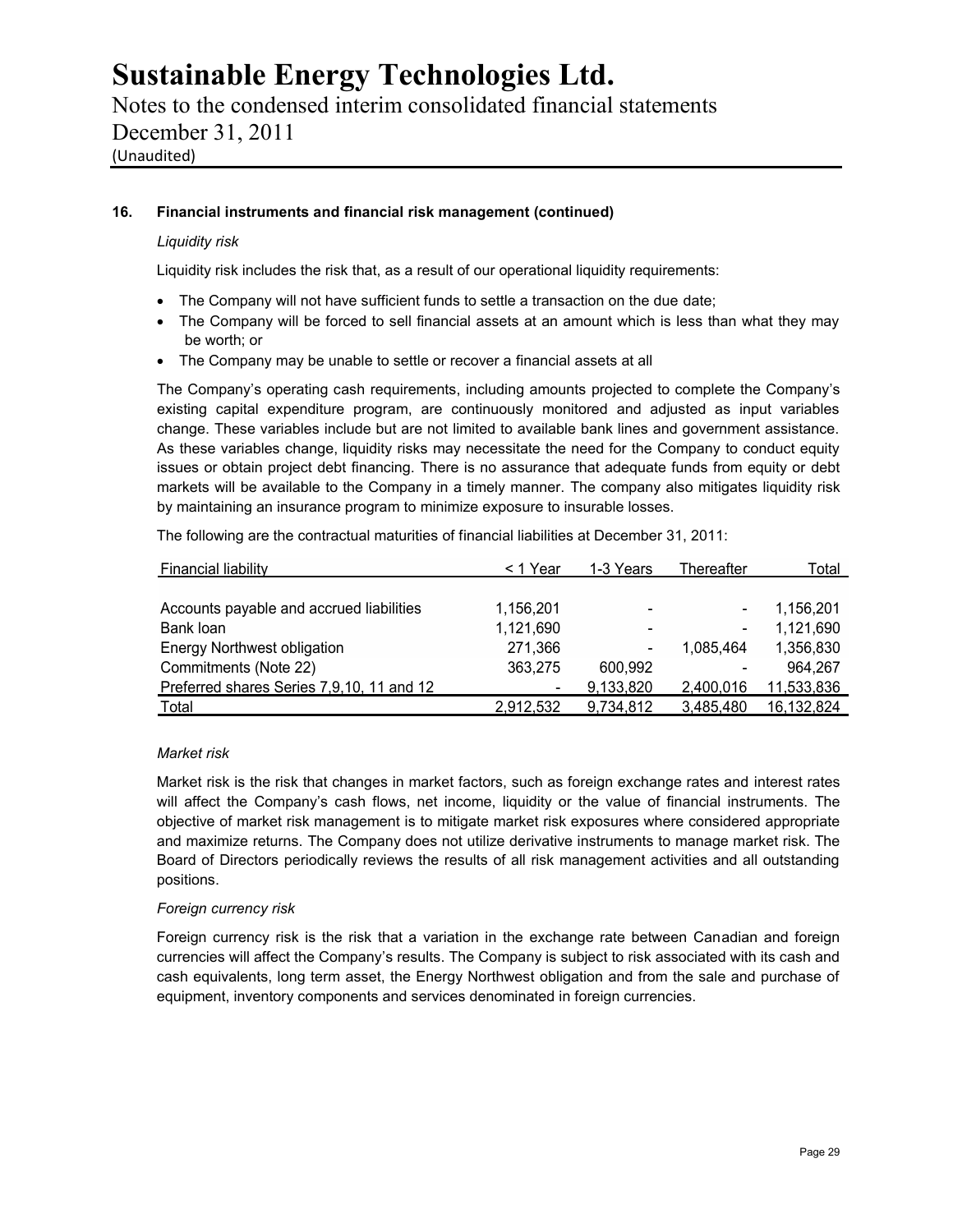## 16. Financial instruments and financial risk management (continued)

*Liquidity risk*

Liquidity risk includes the risk that, as a result of our operational liquidity requirements:

- The Company will not have sufficient funds to settle a transaction on the due date;
- The Company will be forced to sell financial assets at an amount which is less than what they may be worth; or
- The Company may be unable to settle or recover a financial assets at all

The Company's operating cash requirements, including amounts projected to complete the Company's existing capital expenditure program, are continuously monitored and adjusted as input variables change. These variables include but are not limited to available bank lines and government assistance. As these variables change, liquidity risks may necessitate the need for the Company to conduct equity issues or obtain project debt financing. There is no assurance that adequate funds from equity or debt markets will be available to the Company in a timely manner. The company also mitigates liquidity risk by maintaining an insurance program to minimize exposure to insurable losses.

The following are the contractual maturities of financial liabilities at December 31, 2011:

| Financial liability | < 1 Year | 1-3 Years | Thereafter | Total |
|---|---|---|---|---|
| Accounts payable and accrued liabilities | 1,156,201 | - | - | 1,156,201 |
| Bank loan | 1,121,690 | - | - | 1,121,690 |
| Energy Northwest obligation | 271,366 | - | 1,085,464 | 1,356,830 |
| Commitments (Note 22) | 363,275 | 600,992 | - | 964,267 |
| Preferred shares Series 7,9,10, 11 and 12 | - | 9,133,820 | 2,400,016 | 11,533,836 |
| Total | 2,912,532 | 9,734,812 | 3,485,480 | 16,132,824 |

*Market risk*

Market risk is the risk that changes in market factors, such as foreign exchange rates and interest rates will affect the Company's cash flows, net income, liquidity or the value of financial instruments. The objective of market risk management is to mitigate market risk exposures where considered appropriate and maximize returns. The Company does not utilize derivative instruments to manage market risk. The Board of Directors periodically reviews the results of all risk management activities and all outstanding positions.

*Foreign currency risk*

Foreign currency risk is the risk that a variation in the exchange rate between Canadian and foreign currencies will affect the Company's results. The Company is subject to risk associated with its cash and cash equivalents, long term asset, the Energy Northwest obligation and from the sale and purchase of equipment, inventory components and services denominated in foreign currencies.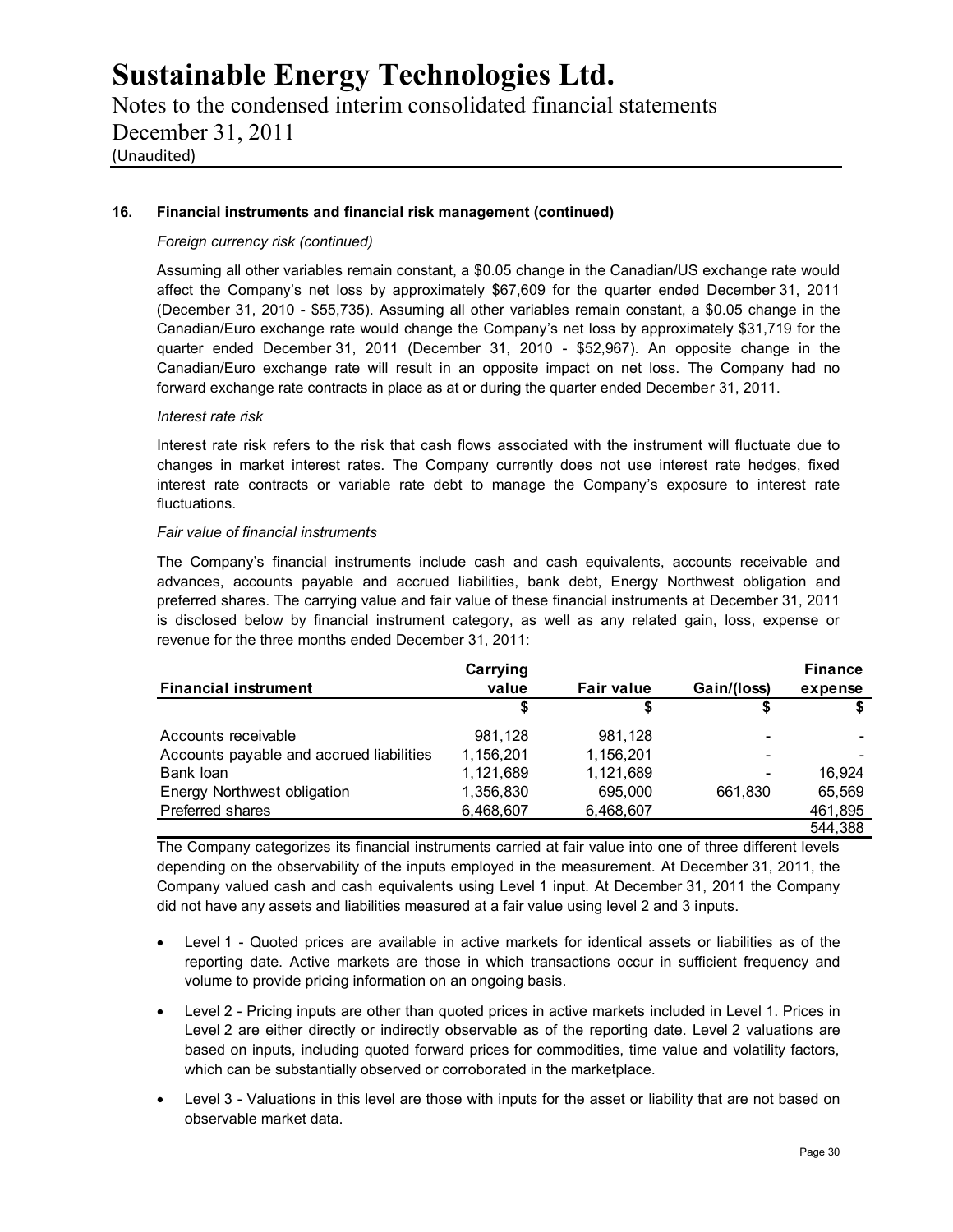### 16. Financial instruments and financial risk management (continued)

*Foreign currency risk (continued)*

Assuming all other variables remain constant, a $0.05 change in the Canadian/US exchange rate would affect the Company's net loss by approximately $67,609 for the quarter ended December 31, 2011 (December 31, 2010 - $55,735). Assuming all other variables remain constant, a $0.05 change in the Canadian/Euro exchange rate would change the Company's net loss by approximately $31,719 for the quarter ended December 31, 2011 (December 31, 2010 - $52,967). An opposite change in the Canadian/Euro exchange rate will result in an opposite impact on net loss. The Company had no forward exchange rate contracts in place as at or during the quarter ended December 31, 2011.

*Interest rate risk*

Interest rate risk refers to the risk that cash flows associated with the instrument will fluctuate due to changes in market interest rates. The Company currently does not use interest rate hedges, fixed interest rate contracts or variable rate debt to manage the Company's exposure to interest rate fluctuations.

*Fair value of financial instruments*

The Company's financial instruments include cash and cash equivalents, accounts receivable and advances, accounts payable and accrued liabilities, bank debt, Energy Northwest obligation and preferred shares. The carrying value and fair value of these financial instruments at December 31, 2011 is disclosed below by financial instrument category, as well as any related gain, loss, expense or revenue for the three months ended December 31, 2011:

| Financial instrument | Carrying value | Fair value | Gain/(loss) | Finance expense |
|---|---|---|---|---|
| | $ | $ | $ | $ |
| Accounts receivable | 981,128 | 981,128 | - | - |
| Accounts payable and accrued liabilities | 1,156,201 | 1,156,201 | - | - |
| Bank loan | 1,121,689 | 1,121,689 | - | 16,924 |
| Energy Northwest obligation | 1,356,830 | 695,000 | 661,830 | 65,569 |
| Preferred shares | 6,468,607 | 6,468,607 | | 461,895 |
| | | | | 544,388 |

The Company categorizes its financial instruments carried at fair value into one of three different levels depending on the observability of the inputs employed in the measurement. At December 31, 2011, the Company valued cash and cash equivalents using Level 1 input. At December 31, 2011 the Company did not have any assets and liabilities measured at a fair value using level 2 and 3 inputs.

- Level 1 - Quoted prices are available in active markets for identical assets or liabilities as of the reporting date. Active markets are those in which transactions occur in sufficient frequency and volume to provide pricing information on an ongoing basis.
- Level 2 - Pricing inputs are other than quoted prices in active markets included in Level 1. Prices in Level 2 are either directly or indirectly observable as of the reporting date. Level 2 valuations are based on inputs, including quoted forward prices for commodities, time value and volatility factors, which can be substantially observed or corroborated in the marketplace.
- Level 3 - Valuations in this level are those with inputs for the asset or liability that are not based on observable market data.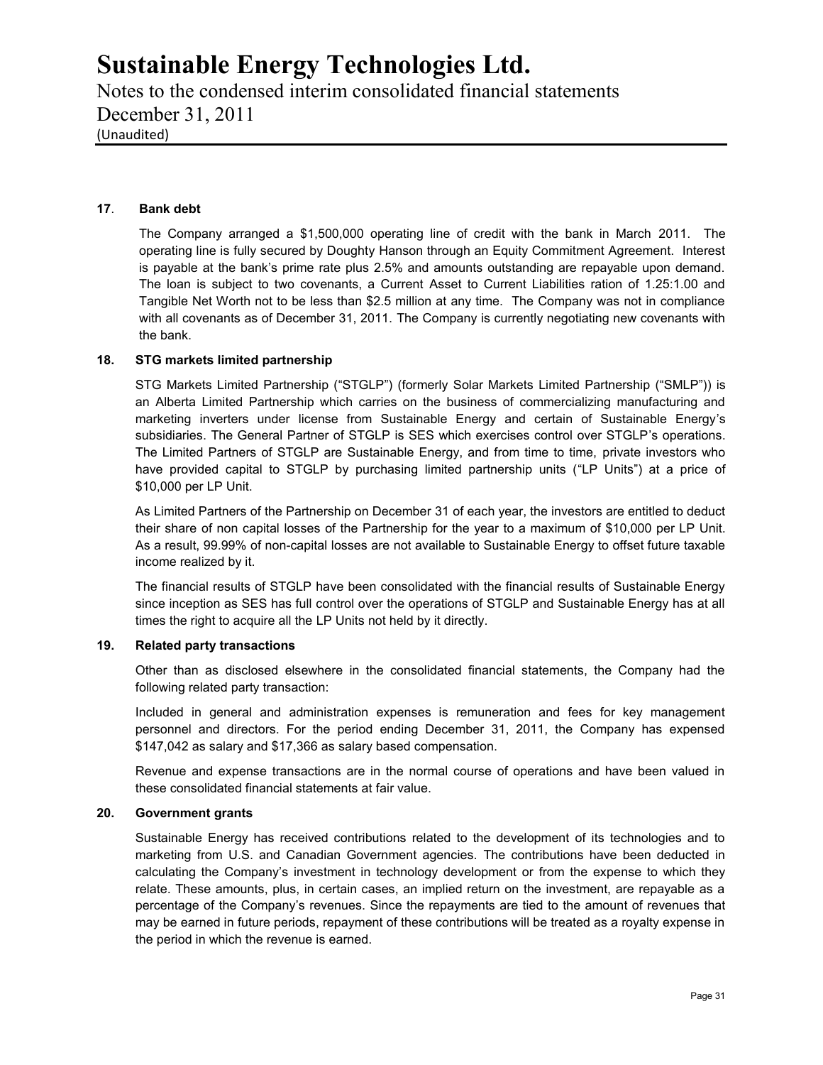## 17. Bank debt

The Company arranged a $1,500,000 operating line of credit with the bank in March 2011. The operating line is fully secured by Doughty Hanson through an Equity Commitment Agreement. Interest is payable at the bank's prime rate plus 2.5% and amounts outstanding are repayable upon demand. The loan is subject to two covenants, a Current Asset to Current Liabilities ration of 1.25:1.00 and Tangible Net Worth not to be less than $2.5 million at any time. The Company was not in compliance with all covenants as of December 31, 2011. The Company is currently negotiating new covenants with the bank.

## 18. STG markets limited partnership

STG Markets Limited Partnership ("STGLP") (formerly Solar Markets Limited Partnership ("SMLP")) is an Alberta Limited Partnership which carries on the business of commercializing manufacturing and marketing inverters under license from Sustainable Energy and certain of Sustainable Energy's subsidiaries. The General Partner of STGLP is SES which exercises control over STGLP's operations. The Limited Partners of STGLP are Sustainable Energy, and from time to time, private investors who have provided capital to STGLP by purchasing limited partnership units ("LP Units") at a price of $10,000 per LP Unit.

As Limited Partners of the Partnership on December 31 of each year, the investors are entitled to deduct their share of non capital losses of the Partnership for the year to a maximum of $10,000 per LP Unit. As a result, 99.99% of non-capital losses are not available to Sustainable Energy to offset future taxable income realized by it.

The financial results of STGLP have been consolidated with the financial results of Sustainable Energy since inception as SES has full control over the operations of STGLP and Sustainable Energy has at all times the right to acquire all the LP Units not held by it directly.

## 19. Related party transactions

Other than as disclosed elsewhere in the consolidated financial statements, the Company had the following related party transaction:

Included in general and administration expenses is remuneration and fees for key management personnel and directors. For the period ending December 31, 2011, the Company has expensed $147,042 as salary and $17,366 as salary based compensation.

Revenue and expense transactions are in the normal course of operations and have been valued in these consolidated financial statements at fair value.

## 20. Government grants

Sustainable Energy has received contributions related to the development of its technologies and to marketing from U.S. and Canadian Government agencies. The contributions have been deducted in calculating the Company's investment in technology development or from the expense to which they relate. These amounts, plus, in certain cases, an implied return on the investment, are repayable as a percentage of the Company's revenues. Since the repayments are tied to the amount of revenues that may be earned in future periods, repayment of these contributions will be treated as a royalty expense in the period in which the revenue is earned.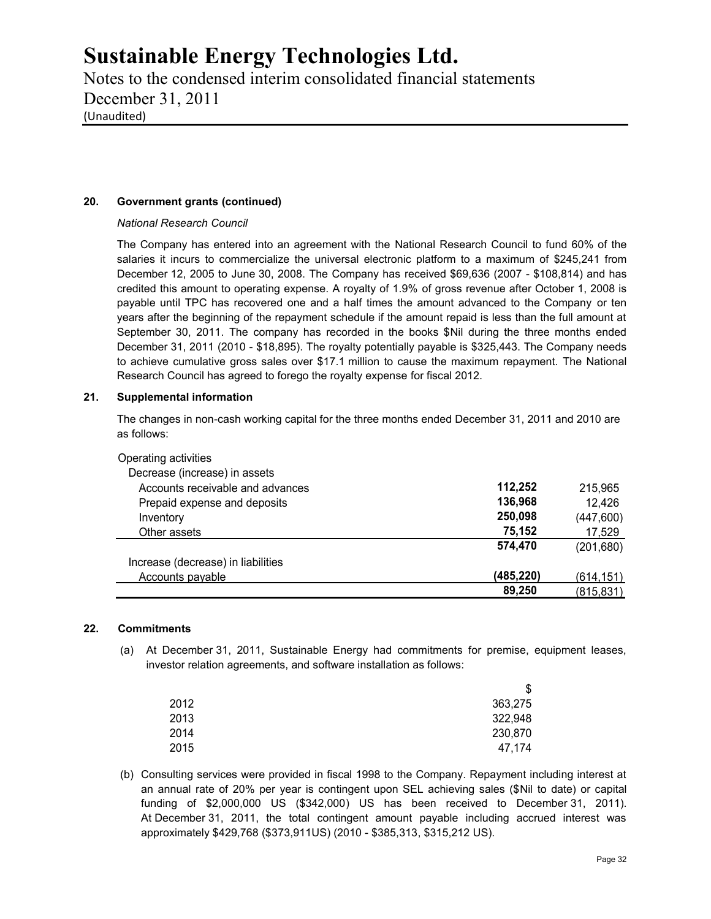# Sustainable Energy Technologies Ltd.

Notes to the condensed interim consolidated financial statements
December 31, 2011
(Unaudited)

## 20. Government grants (continued)

*National Research Council*

The Company has entered into an agreement with the National Research Council to fund 60% of the salaries it incurs to commercialize the universal electronic platform to a maximum of $245,241 from December 12, 2005 to June 30, 2008. The Company has received $69,636 (2007 - $108,814) and has credited this amount to operating expense. A royalty of 1.9% of gross revenue after October 1, 2008 is payable until TPC has recovered one and a half times the amount advanced to the Company or ten years after the beginning of the repayment schedule if the amount repaid is less than the full amount at September 30, 2011. The company has recorded in the books $Nil during the three months ended December 31, 2011 (2010 - $18,895). The royalty potentially payable is $325,443. The Company needs to achieve cumulative gross sales over $17.1 million to cause the maximum repayment. The National Research Council has agreed to forego the royalty expense for fiscal 2012.

## 21. Supplemental information

The changes in non-cash working capital for the three months ended December 31, 2011 and 2010 are as follows:

| | | |
|---|---|---|
| Operating activities | | |
| Decrease (increase) in assets | | |
| Accounts receivable and advances | **112,252** | 215,965 |
| Prepaid expense and deposits | **136,968** | 12,426 |
| Inventory | **250,098** | (447,600) |
| Other assets | **75,152** | 17,529 |
| | **574,470** | (201,680) |
| Increase (decrease) in liabilities | | |
| Accounts payable | **(485,220)** | (614,151) |
| | **89,250** | (815,831) |

## 22. Commitments

(a) At December 31, 2011, Sustainable Energy had commitments for premise, equipment leases, investor relation agreements, and software installation as follows:

| | $ |
|---|---|
| 2012 | 363,275 |
| 2013 | 322,948 |
| 2014 | 230,870 |
| 2015 | 47,174 |

(b) Consulting services were provided in fiscal 1998 to the Company. Repayment including interest at an annual rate of 20% per year is contingent upon SEL achieving sales ($Nil to date) or capital funding of $2,000,000 US ($342,000) US has been received to December 31, 2011). At December 31, 2011, the total contingent amount payable including accrued interest was approximately $429,768 ($373,911US) (2010 - $385,313, $315,212 US).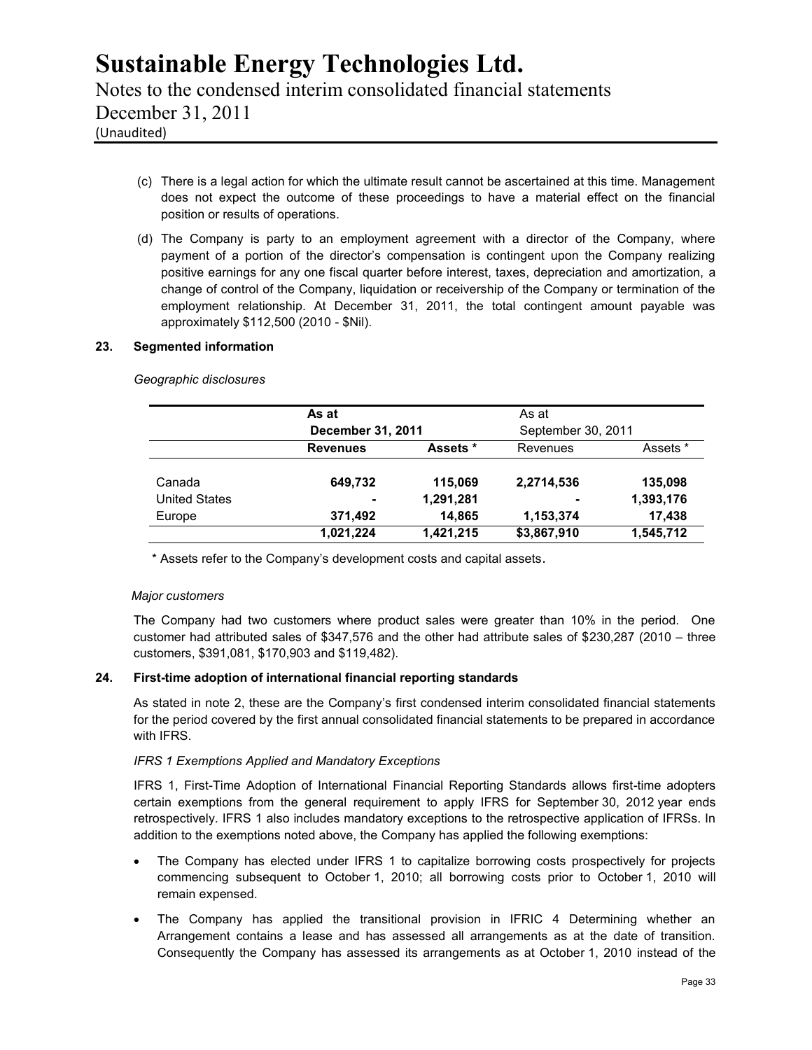(c) There is a legal action for which the ultimate result cannot be ascertained at this time. Management does not expect the outcome of these proceedings to have a material effect on the financial position or results of operations.

(d) The Company is party to an employment agreement with a director of the Company, where payment of a portion of the director's compensation is contingent upon the Company realizing positive earnings for any one fiscal quarter before interest, taxes, depreciation and amortization, a change of control of the Company, liquidation or receivership of the Company or termination of the employment relationship. At December 31, 2011, the total contingent amount payable was approximately $112,500 (2010 - $Nil).

## 23. Segmented information

*Geographic disclosures*

| | **As at December 31, 2011** | | As at September 30, 2011 | |
|---|---|---|---|---|
| | **Revenues** | **Assets \*** | Revenues | Assets \* |
| Canada | **649,732** | **115,069** | **2,2714,536** | **135,098** |
| United States | **-** | **1,291,281** | **-** | **1,393,176** |
| Europe | **371,492** | **14,865** | **1,153,374** | **17,438** |
| | **1,021,224** | **1,421,215** | **$3,867,910** | **1,545,712** |

\* Assets refer to the Company's development costs and capital assets.

*Major customers*

The Company had two customers where product sales were greater than 10% in the period. One customer had attributed sales of $347,576 and the other had attribute sales of $230,287 (2010 – three customers, $391,081, $170,903 and $119,482).

## 24. First-time adoption of international financial reporting standards

As stated in note 2, these are the Company's first condensed interim consolidated financial statements for the period covered by the first annual consolidated financial statements to be prepared in accordance with IFRS.

*IFRS 1 Exemptions Applied and Mandatory Exceptions*

IFRS 1, First-Time Adoption of International Financial Reporting Standards allows first-time adopters certain exemptions from the general requirement to apply IFRS for September 30, 2012 year ends retrospectively. IFRS 1 also includes mandatory exceptions to the retrospective application of IFRSs. In addition to the exemptions noted above, the Company has applied the following exemptions:

- The Company has elected under IFRS 1 to capitalize borrowing costs prospectively for projects commencing subsequent to October 1, 2010; all borrowing costs prior to October 1, 2010 will remain expensed.
- The Company has applied the transitional provision in IFRIC 4 Determining whether an Arrangement contains a lease and has assessed all arrangements as at the date of transition. Consequently the Company has assessed its arrangements as at October 1, 2010 instead of the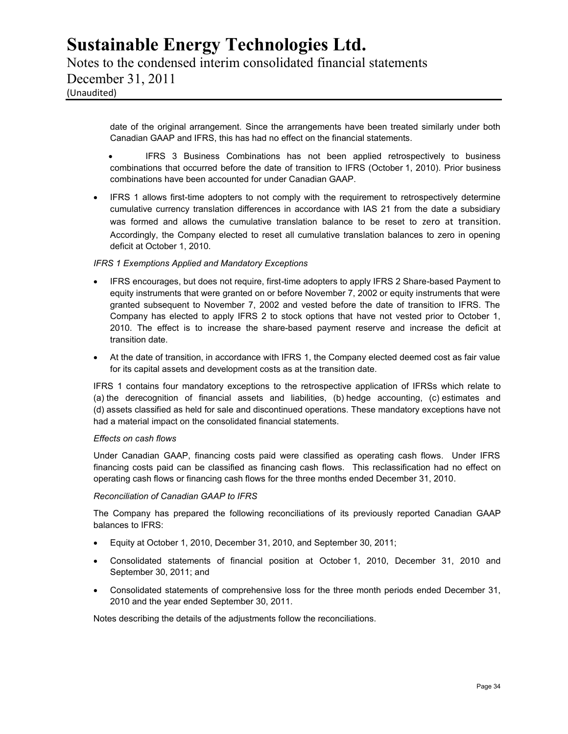date of the original arrangement. Since the arrangements have been treated similarly under both Canadian GAAP and IFRS, this has had no effect on the financial statements.

- IFRS 3 Business Combinations has not been applied retrospectively to business combinations that occurred before the date of transition to IFRS (October 1, 2010). Prior business combinations have been accounted for under Canadian GAAP.

- IFRS 1 allows first-time adopters to not comply with the requirement to retrospectively determine cumulative currency translation differences in accordance with IAS 21 from the date a subsidiary was formed and allows the cumulative translation balance to be reset to zero at transition. Accordingly, the Company elected to reset all cumulative translation balances to zero in opening deficit at October 1, 2010.

*IFRS 1 Exemptions Applied and Mandatory Exceptions*

- IFRS encourages, but does not require, first-time adopters to apply IFRS 2 Share-based Payment to equity instruments that were granted on or before November 7, 2002 or equity instruments that were granted subsequent to November 7, 2002 and vested before the date of transition to IFRS. The Company has elected to apply IFRS 2 to stock options that have not vested prior to October 1, 2010. The effect is to increase the share-based payment reserve and increase the deficit at transition date.

- At the date of transition, in accordance with IFRS 1, the Company elected deemed cost as fair value for its capital assets and development costs as at the transition date.

IFRS 1 contains four mandatory exceptions to the retrospective application of IFRSs which relate to (a) the derecognition of financial assets and liabilities, (b) hedge accounting, (c) estimates and (d) assets classified as held for sale and discontinued operations. These mandatory exceptions have not had a material impact on the consolidated financial statements.

*Effects on cash flows*

Under Canadian GAAP, financing costs paid were classified as operating cash flows. Under IFRS financing costs paid can be classified as financing cash flows. This reclassification had no effect on operating cash flows or financing cash flows for the three months ended December 31, 2010.

*Reconciliation of Canadian GAAP to IFRS*

The Company has prepared the following reconciliations of its previously reported Canadian GAAP balances to IFRS:

- Equity at October 1, 2010, December 31, 2010, and September 30, 2011;

- Consolidated statements of financial position at October 1, 2010, December 31, 2010 and September 30, 2011; and

- Consolidated statements of comprehensive loss for the three month periods ended December 31, 2010 and the year ended September 30, 2011.

Notes describing the details of the adjustments follow the reconciliations.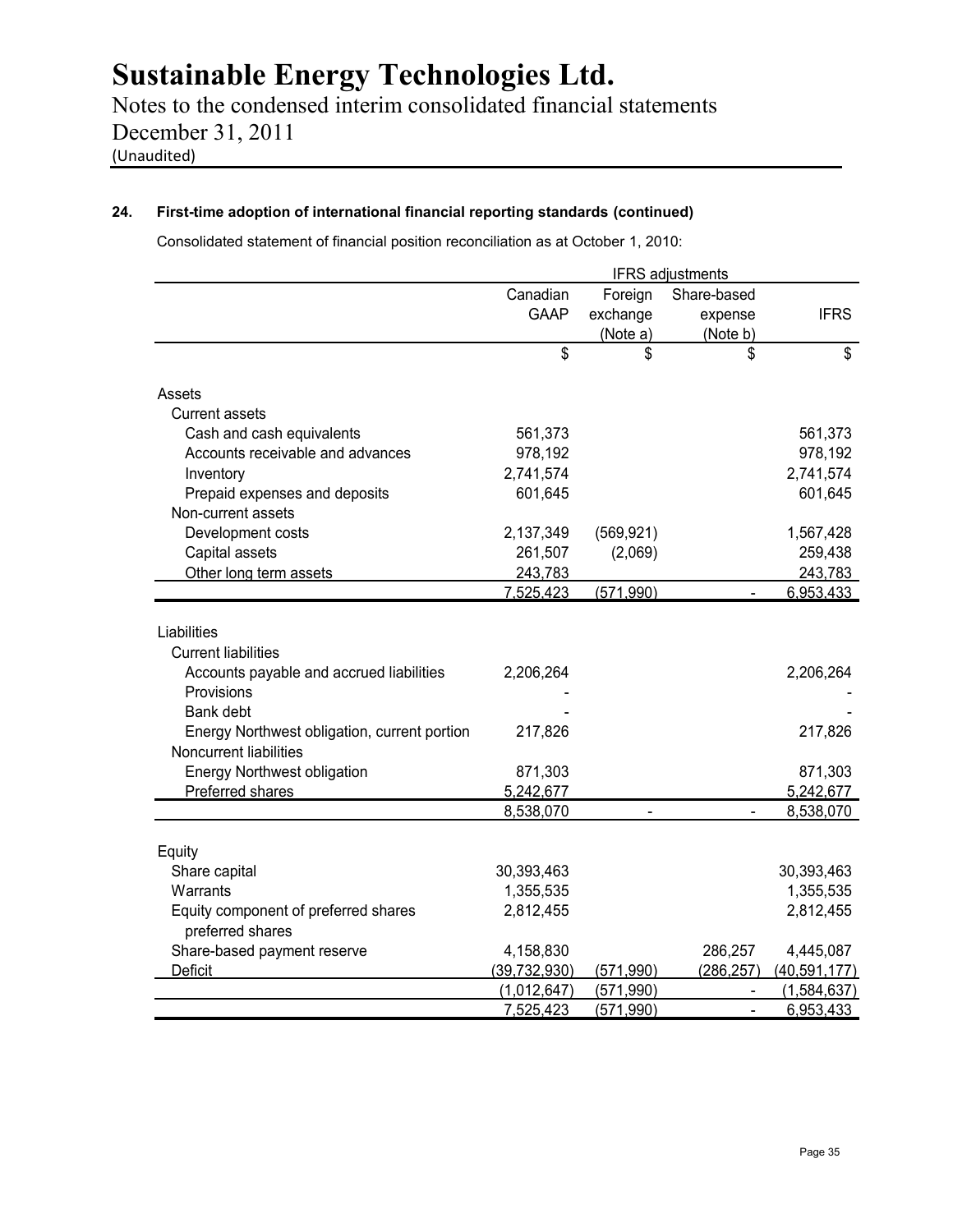## 24. First-time adoption of international financial reporting standards (continued)

Consolidated statement of financial position reconciliation as at October 1, 2010:

| | Canadian GAAP | IFRS adjustments | | IFRS |
|---|---|---|---|---|
| | | Foreign exchange (Note a) | Share-based expense (Note b) | |
| | $ | $ | $ | $ |
| **Assets** | | | | |
| Current assets | | | | |
| Cash and cash equivalents | 561,373 | | | 561,373 |
| Accounts receivable and advances | 978,192 | | | 978,192 |
| Inventory | 2,741,574 | | | 2,741,574 |
| Prepaid expenses and deposits | 601,645 | | | 601,645 |
| Non-current assets | | | | |
| Development costs | 2,137,349 | (569,921) | | 1,567,428 |
| Capital assets | 261,507 | (2,069) | | 259,438 |
| Other long term assets | 243,783 | | | 243,783 |
| | 7,525,423 | (571,990) | - | 6,953,433 |
| **Liabilities** | | | | |
| Current liabilities | | | | |
| Accounts payable and accrued liabilities | 2,206,264 | | | 2,206,264 |
| Provisions | - | | | - |
| Bank debt | - | | | - |
| Energy Northwest obligation, current portion | 217,826 | | | 217,826 |
| Noncurrent liabilities | | | | |
| Energy Northwest obligation | 871,303 | | | 871,303 |
| Preferred shares | 5,242,677 | | | 5,242,677 |
| | 8,538,070 | - | - | 8,538,070 |
| **Equity** | | | | |
| Share capital | 30,393,463 | | | 30,393,463 |
| Warrants | 1,355,535 | | | 1,355,535 |
| Equity component of preferred shares preferred shares | 2,812,455 | | | 2,812,455 |
| Share-based payment reserve | 4,158,830 | | 286,257 | 4,445,087 |
| Deficit | (39,732,930) | (571,990) | (286,257) | (40,591,177) |
| | (1,012,647) | (571,990) | - | (1,584,637) |
| | 7,525,423 | (571,990) | - | 6,953,433 |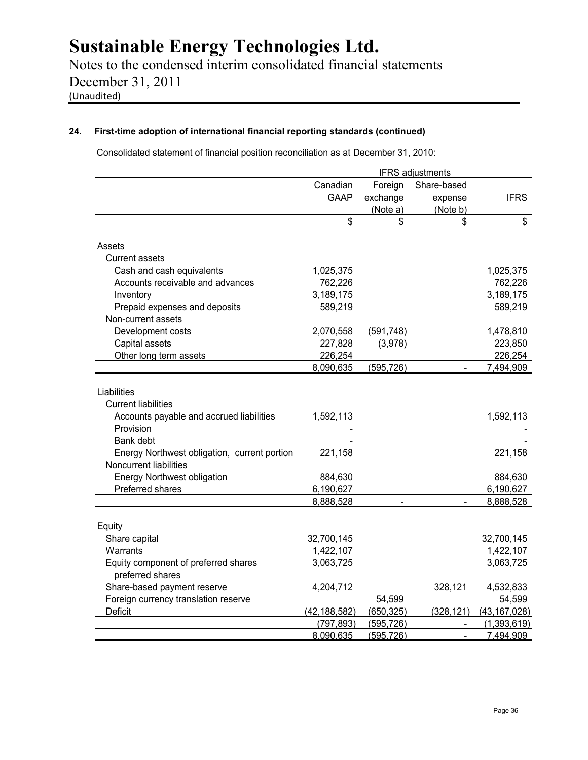### 24. First-time adoption of international financial reporting standards (continued)

Consolidated statement of financial position reconciliation as at December 31, 2010:

| | Canadian GAAP | IFRS adjustments: Foreign exchange (Note a) | IFRS adjustments: Share-based expense (Note b) | IFRS |
|---|---|---|---|---|
| | $ | $ | $ | $ |
| **Assets** | | | | |
| Current assets | | | | |
| Cash and cash equivalents | 1,025,375 | | | 1,025,375 |
| Accounts receivable and advances | 762,226 | | | 762,226 |
| Inventory | 3,189,175 | | | 3,189,175 |
| Prepaid expenses and deposits | 589,219 | | | 589,219 |
| Non-current assets | | | | |
| Development costs | 2,070,558 | (591,748) | | 1,478,810 |
| Capital assets | 227,828 | (3,978) | | 223,850 |
| Other long term assets | 226,254 | | | 226,254 |
| | 8,090,635 | (595,726) | - | 7,494,909 |
| **Liabilities** | | | | |
| Current liabilities | | | | |
| Accounts payable and accrued liabilities | 1,592,113 | | | 1,592,113 |
| Provision | - | | | - |
| Bank debt | - | | | - |
| Energy Northwest obligation, current portion | 221,158 | | | 221,158 |
| Noncurrent liabilities | | | | |
| Energy Northwest obligation | 884,630 | | | 884,630 |
| Preferred shares | 6,190,627 | | | 6,190,627 |
| | 8,888,528 | - | - | 8,888,528 |
| **Equity** | | | | |
| Share capital | 32,700,145 | | | 32,700,145 |
| Warrants | 1,422,107 | | | 1,422,107 |
| Equity component of preferred shares preferred shares | 3,063,725 | | | 3,063,725 |
| Share-based payment reserve | 4,204,712 | | 328,121 | 4,532,833 |
| Foreign currency translation reserve | | 54,599 | | 54,599 |
| Deficit | (42,188,582) | (650,325) | (328,121) | (43,167,028) |
| | (797,893) | (595,726) | - | (1,393,619) |
| | 8,090,635 | (595,726) | - | 7,494,909 |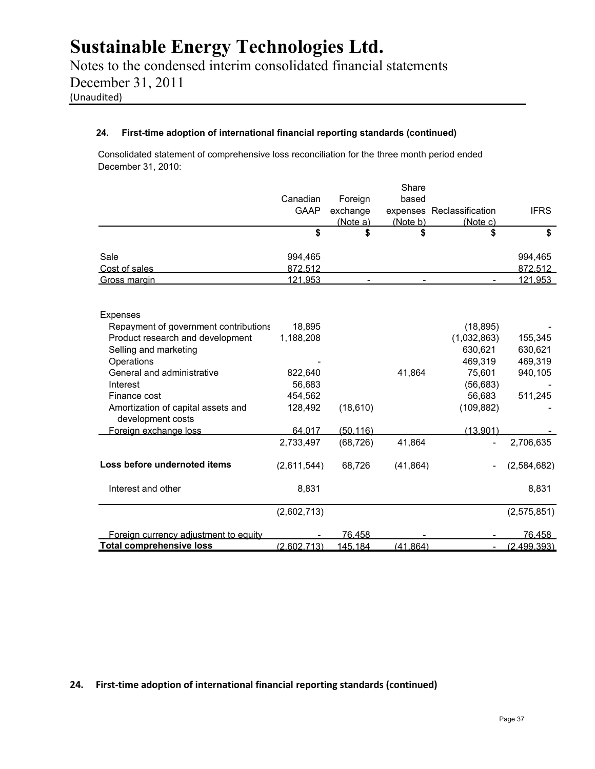#### 24. First-time adoption of international financial reporting standards (continued)

Consolidated statement of comprehensive loss reconciliation for the three month period ended December 31, 2010:

| | Canadian GAAP | Foreign exchange (Note a) | Share based expenses (Note b) | Reclassification (Note c) | IFRS |
|---|---|---|---|---|---|
| | $ | $ | $ | $ | $ |
| Sale | 994,465 | | | | 994,465 |
| Cost of sales | 872,512 | | | | 872,512 |
| Gross margin | 121,953 | - | - | - | 121,953 |
| | | | | | |
| Expenses | | | | | |
| Repayment of government contributions | 18,895 | | | (18,895) | - |
| Product research and development | 1,188,208 | | | (1,032,863) | 155,345 |
| Selling and marketing | | | | 630,621 | 630,621 |
| Operations | - | | | 469,319 | 469,319 |
| General and administrative | 822,640 | | 41,864 | 75,601 | 940,105 |
| Interest | 56,683 | | | (56,683) | - |
| Finance cost | 454,562 | | | 56,683 | 511,245 |
| Amortization of capital assets and development costs | 128,492 | (18,610) | | (109,882) | - |
| Foreign exchange loss | 64,017 | (50,116) | | (13,901) | - |
| | 2,733,497 | (68,726) | 41,864 | - | 2,706,635 |
| **Loss before undernoted items** | (2,611,544) | 68,726 | (41,864) | - | (2,584,682) |
| Interest and other | 8,831 | | | | 8,831 |
| | (2,602,713) | | | | (2,575,851) |
| Foreign currency adjustment to equity | - | 76,458 | - | - | 76,458 |
| **Total comprehensive loss** | (2,602,713) | 145,184 | (41,864) | - | (2,499,393) |

#### 24. First-time adoption of international financial reporting standards (continued)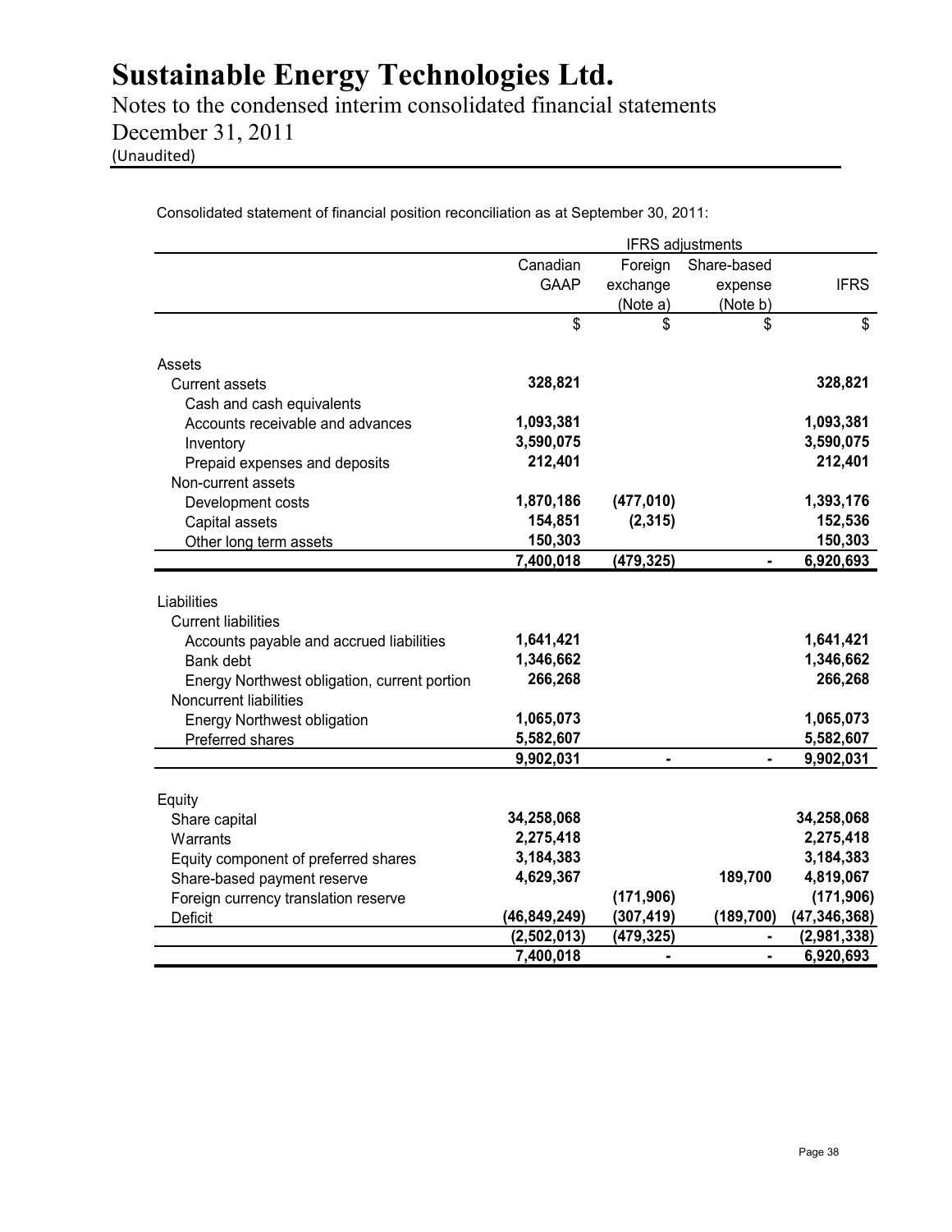# Sustainable Energy Technologies Ltd.

Notes to the condensed interim consolidated financial statements
December 31, 2011
(Unaudited)

Consolidated statement of financial position reconciliation as at September 30, 2011:

| | | IFRS adjustments | | |
|---|---|---|---|---|
| | Canadian GAAP | Foreign exchange (Note a) | Share-based expense (Note b) | IFRS |
| | $ | $ | $ | $ |
| **Assets** | | | | |
| Current assets | | | | |
| Cash and cash equivalents | **328,821** | | | **328,821** |
| Accounts receivable and advances | **1,093,381** | | | **1,093,381** |
| Inventory | **3,590,075** | | | **3,590,075** |
| Prepaid expenses and deposits | **212,401** | | | **212,401** |
| Non-current assets | | | | |
| Development costs | **1,870,186** | **(477,010)** | | **1,393,176** |
| Capital assets | **154,851** | **(2,315)** | | **152,536** |
| Other long term assets | **150,303** | | | **150,303** |
| | **7,400,018** | **(479,325)** | **-** | **6,920,693** |
| **Liabilities** | | | | |
| Current liabilities | | | | |
| Accounts payable and accrued liabilities | **1,641,421** | | | **1,641,421** |
| Bank debt | **1,346,662** | | | **1,346,662** |
| Energy Northwest obligation, current portion | **266,268** | | | **266,268** |
| Noncurrent liabilities | | | | |
| Energy Northwest obligation | **1,065,073** | | | **1,065,073** |
| Preferred shares | **5,582,607** | | | **5,582,607** |
| | **9,902,031** | **-** | **-** | **9,902,031** |
| **Equity** | | | | |
| Share capital | **34,258,068** | | | **34,258,068** |
| Warrants | **2,275,418** | | | **2,275,418** |
| Equity component of preferred shares | **3,184,383** | | | **3,184,383** |
| Share-based payment reserve | **4,629,367** | | **189,700** | **4,819,067** |
| Foreign currency translation reserve | | **(171,906)** | | **(171,906)** |
| Deficit | **(46,849,249)** | **(307,419)** | **(189,700)** | **(47,346,368)** |
| | **(2,502,013)** | **(479,325)** | **-** | **(2,981,338)** |
| | **7,400,018** | **-** | **-** | **6,920,693** |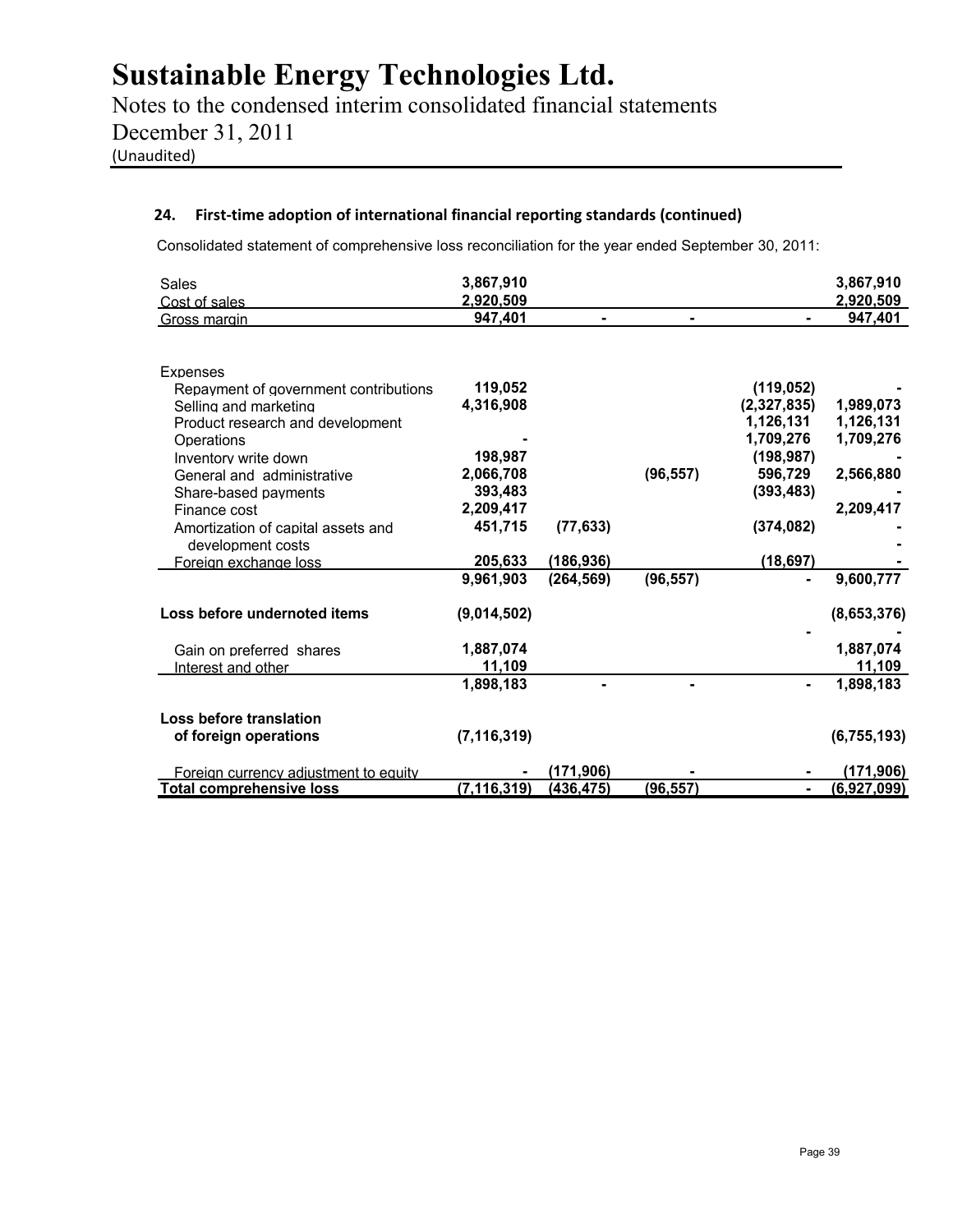## 24. First-time adoption of international financial reporting standards (continued)

Consolidated statement of comprehensive loss reconciliation for the year ended September 30, 2011:

| | | | | | |
|---|---|---|---|---|---|
| Sales | 3,867,910 | | | | 3,867,910 |
| Cost of sales | 2,920,509 | | | | 2,920,509 |
| Gross margin | 947,401 | - | - | - | 947,401 |
| | | | | | |
| Expenses | | | | | |
| Repayment of government contributions | 119,052 | | | (119,052) | - |
| Selling and marketing | 4,316,908 | | | (2,327,835) | 1,989,073 |
| Product research and development | | | | 1,126,131 | 1,126,131 |
| Operations | - | | | 1,709,276 | 1,709,276 |
| Inventory write down | 198,987 | | | (198,987) | - |
| General and administrative | 2,066,708 | | (96,557) | 596,729 | 2,566,880 |
| Share-based payments | 393,483 | | | (393,483) | - |
| Finance cost | 2,209,417 | | | | 2,209,417 |
| Amortization of capital assets and development costs | 451,715 | (77,633) | | (374,082) | - |
| Foreign exchange loss | 205,633 | (186,936) | | (18,697) | - |
| | 9,961,903 | (264,569) | (96,557) | - | 9,600,777 |
| | | | | | |
| **Loss before undernoted items** | (9,014,502) | | | | (8,653,376) |
| | | | | - | - |
| Gain on preferred shares | 1,887,074 | | | | 1,887,074 |
| Interest and other | 11,109 | | | | 11,109 |
| | 1,898,183 | - | - | - | 1,898,183 |
| | | | | | |
| **Loss before translation of foreign operations** | (7,116,319) | | | | (6,755,193) |
| | | | | | |
| Foreign currency adjustment to equity | - | (171,906) | - | - | (171,906) |
| **Total comprehensive loss** | (7,116,319) | (436,475) | (96,557) | - | (6,927,099) |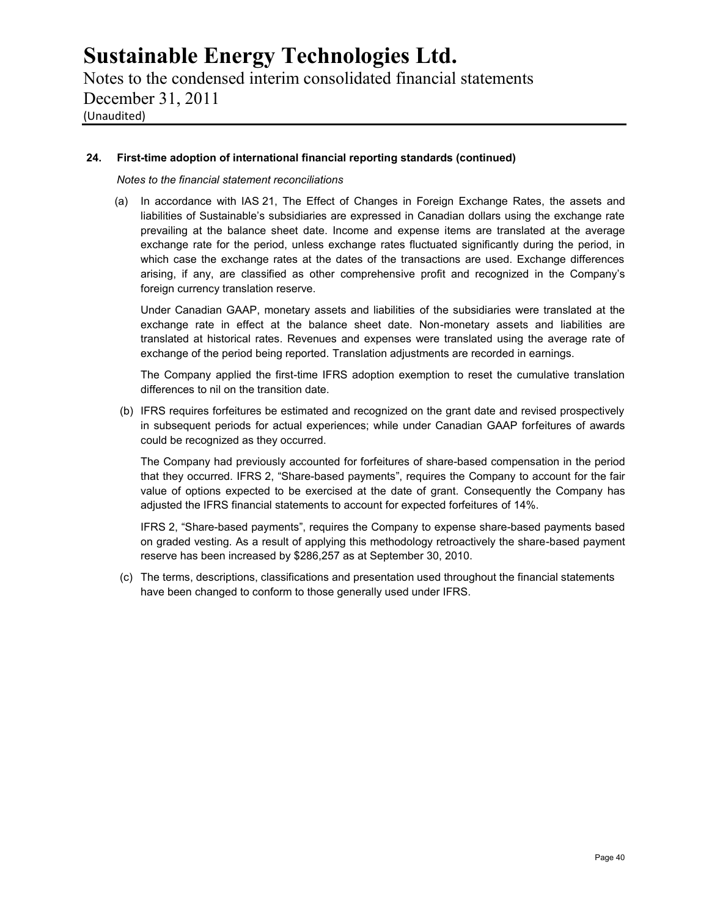**24. First-time adoption of international financial reporting standards (continued)**

*Notes to the financial statement reconciliations*

(a) In accordance with IAS 21, The Effect of Changes in Foreign Exchange Rates, the assets and liabilities of Sustainable's subsidiaries are expressed in Canadian dollars using the exchange rate prevailing at the balance sheet date. Income and expense items are translated at the average exchange rate for the period, unless exchange rates fluctuated significantly during the period, in which case the exchange rates at the dates of the transactions are used. Exchange differences arising, if any, are classified as other comprehensive profit and recognized in the Company's foreign currency translation reserve.

Under Canadian GAAP, monetary assets and liabilities of the subsidiaries were translated at the exchange rate in effect at the balance sheet date. Non-monetary assets and liabilities are translated at historical rates. Revenues and expenses were translated using the average rate of exchange of the period being reported. Translation adjustments are recorded in earnings.

The Company applied the first-time IFRS adoption exemption to reset the cumulative translation differences to nil on the transition date.

(b) IFRS requires forfeitures be estimated and recognized on the grant date and revised prospectively in subsequent periods for actual experiences; while under Canadian GAAP forfeitures of awards could be recognized as they occurred.

The Company had previously accounted for forfeitures of share-based compensation in the period that they occurred. IFRS 2, "Share-based payments", requires the Company to account for the fair value of options expected to be exercised at the date of grant. Consequently the Company has adjusted the IFRS financial statements to account for expected forfeitures of 14%.

IFRS 2, "Share-based payments", requires the Company to expense share-based payments based on graded vesting. As a result of applying this methodology retroactively the share-based payment reserve has been increased by $286,257 as at September 30, 2010.

(c) The terms, descriptions, classifications and presentation used throughout the financial statements have been changed to conform to those generally used under IFRS.